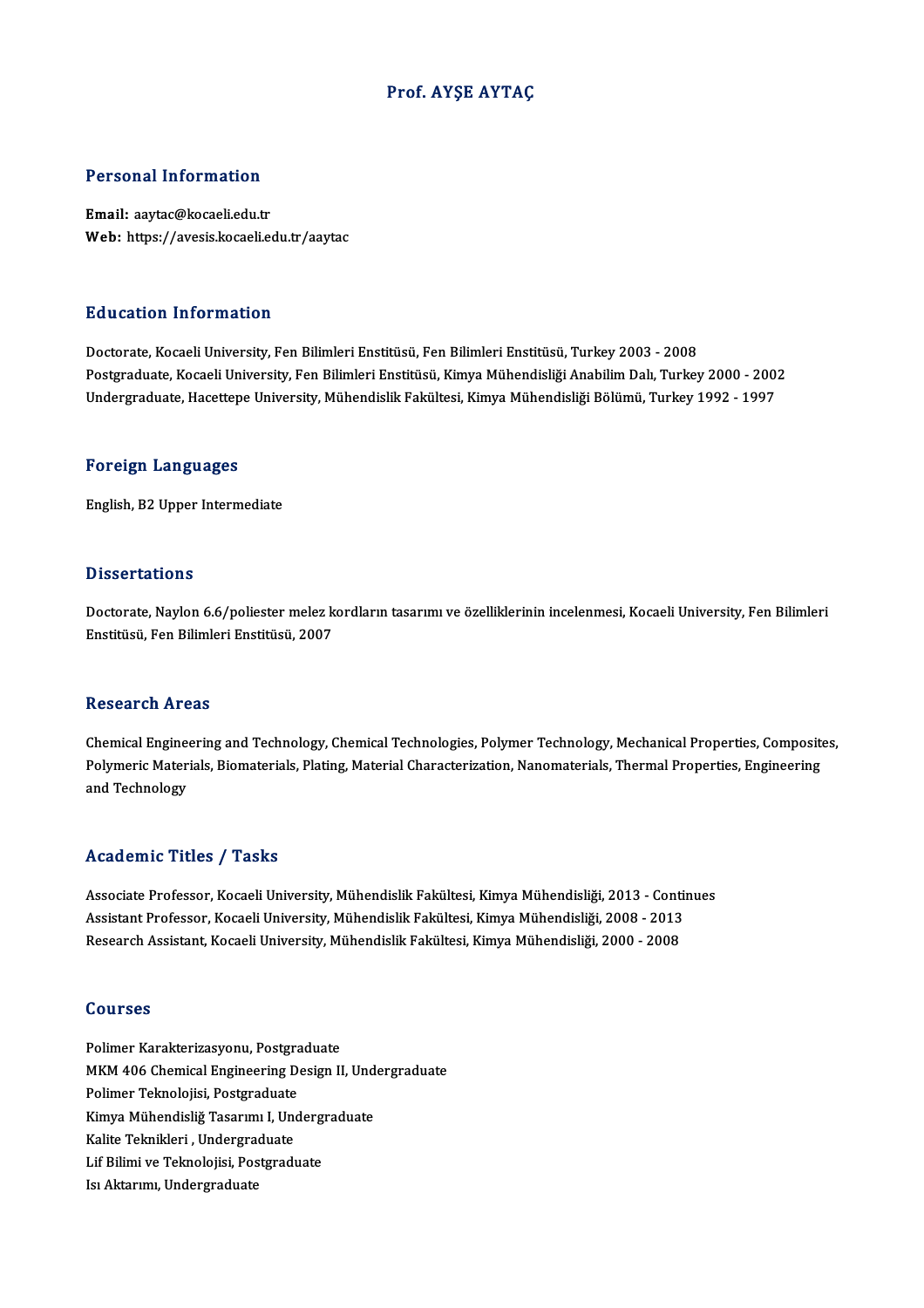# Prof. AYŞE AYTAÇ

## Personal Information

**Email:** aaytac@kocaeli.edu.tr
**Web:** https://avesis.kocaeli.edu.tr/aaytac

## Education Information

Doctorate, Kocaeli University, Fen Bilimleri Enstitüsü, Fen Bilimleri Enstitüsü, Turkey 2003 - 2008
Postgraduate, Kocaeli University, Fen Bilimleri Enstitüsü, Kimya Mühendisliği Anabilim Dalı, Turkey 2000 - 2002
Undergraduate, Hacettepe University, Mühendislik Fakültesi, Kimya Mühendisliği Bölümü, Turkey 1992 - 1997

## Foreign Languages

English, B2 Upper Intermediate

## Dissertations

Doctorate, Naylon 6.6/poliester melez kordların tasarımı ve özelliklerinin incelenmesi, Kocaeli University, Fen Bilimleri Enstitüsü, Fen Bilimleri Enstitüsü, 2007

## Research Areas

Chemical Engineering and Technology, Chemical Technologies, Polymer Technology, Mechanical Properties, Composites, Polymeric Materials, Biomaterials, Plating, Material Characterization, Nanomaterials, Thermal Properties, Engineering and Technology

## Academic Titles / Tasks

Associate Professor, Kocaeli University, Mühendislik Fakültesi, Kimya Mühendisliği, 2013 - Continues
Assistant Professor, Kocaeli University, Mühendislik Fakültesi, Kimya Mühendisliği, 2008 - 2013
Research Assistant, Kocaeli University, Mühendislik Fakültesi, Kimya Mühendisliği, 2000 - 2008

## Courses

Polimer Karakterizasyonu, Postgraduate
MKM 406 Chemical Engineering Design II, Undergraduate
Polimer Teknolojisi, Postgraduate
Kimya Mühendisliğ Tasarımı I, Undergraduate
Kalite Teknikleri , Undergraduate
Lif Bilimi ve Teknolojisi, Postgraduate
Isı Aktarımı, Undergraduate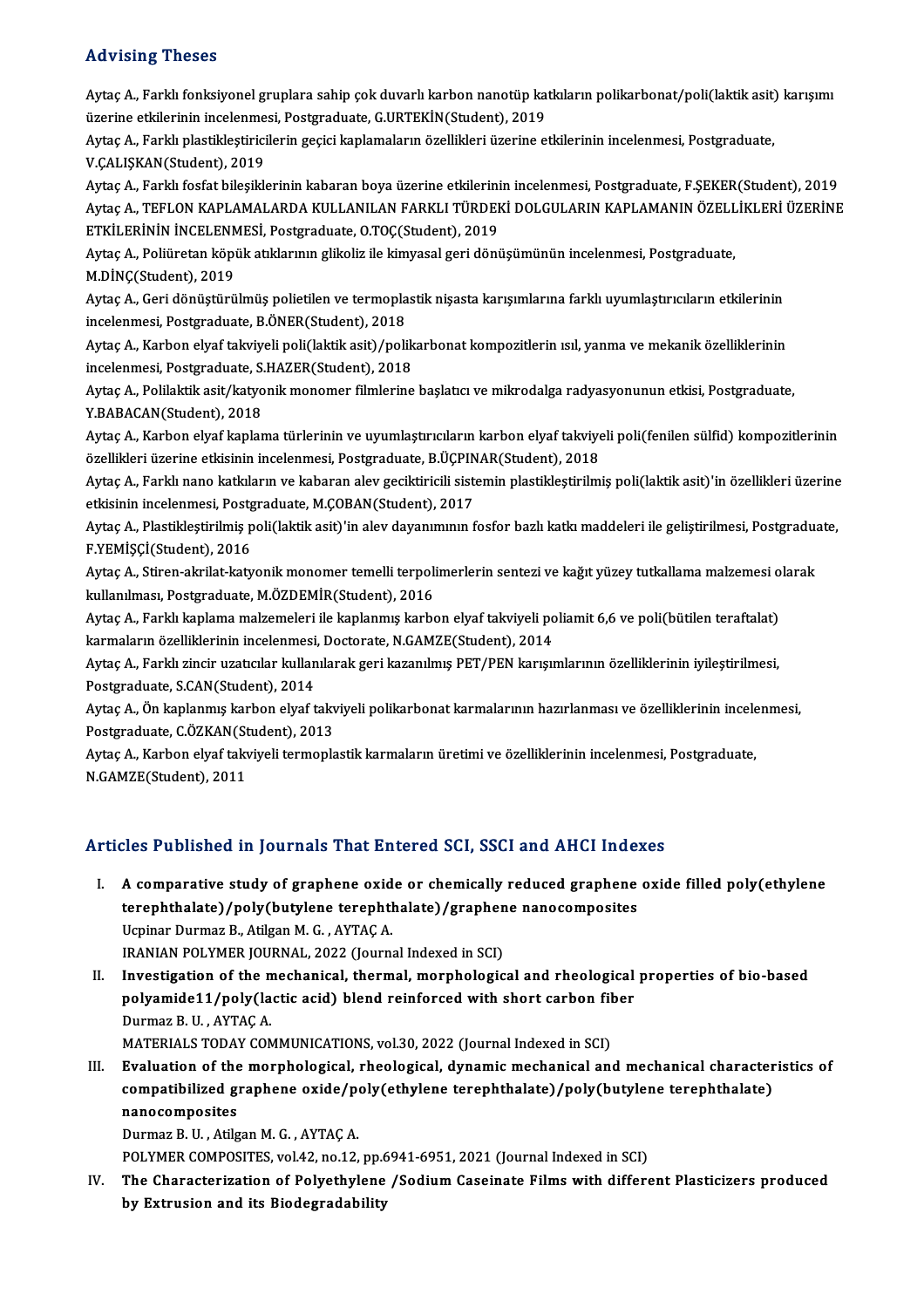## Advising Theses

Aytaç A., Farklı fonksiyonel gruplara sahip çok duvarlı karbon nanotüp katkıların polikarbonat/poli(laktik asit) karışımı üzerine etkilerinin incelenmesi, Postgraduate, G.URTEKİN(Student), 2019

Aytaç A., Farklı plastikleştiricilerin geçici kaplamaların özellikleri üzerine etkilerinin incelenmesi, Postgraduate, V.ÇALIŞKAN(Student), 2019

Aytaç A., Farklı fosfat bileşiklerinin kabaran boya üzerine etkilerinin incelenmesi, Postgraduate, F.ŞEKER(Student), 2019

Aytaç A., TEFLON KAPLAMALARDA KULLANILAN FARKLI TÜRDEKİ DOLGULARIN KAPLAMANIN ÖZELLİKLERİ ÜZERİNE ETKİLERİNİN İNCELENMESİ, Postgraduate, O.TOÇ(Student), 2019

Aytaç A., Poliüretan köpük atıklarının glikoliz ile kimyasal geri dönüşümünün incelenmesi, Postgraduate, M.DİNÇ(Student), 2019

Aytaç A., Geri dönüştürülmüş polietilen ve termoplastik nişasta karışımlarına farklı uyumlaştırıcıların etkilerinin incelenmesi, Postgraduate, B.ÖNER(Student), 2018

Aytaç A., Karbon elyaf takviyeli poli(laktik asit)/polikarbonat kompozitlerin ısıl, yanma ve mekanik özelliklerinin incelenmesi, Postgraduate, S.HAZER(Student), 2018

Aytaç A., Polilaktik asit/katyonik monomer filmlerine başlatıcı ve mikrodalga radyasyonunun etkisi, Postgraduate, Y.BABACAN(Student), 2018

Aytaç A., Karbon elyaf kaplama türlerinin ve uyumlaştırıcıların karbon elyaf takviyeli poli(fenilen sülfid) kompozitlerinin özellikleri üzerine etkisinin incelenmesi, Postgraduate, B.ÜÇPINAR(Student), 2018

Aytaç A., Farklı nano katkıların ve kabaran alev geciktiricili sistemin plastikleştirilmiş poli(laktik asit)'in özellikleri üzerine etkisinin incelenmesi, Postgraduate, M.ÇOBAN(Student), 2017

Aytaç A., Plastikleştirilmiş poli(laktik asit)'in alev dayanımının fosfor bazlı katkı maddeleri ile geliştirilmesi, Postgraduate, F.YEMİŞÇİ(Student), 2016

Aytaç A., Stiren-akrilat-katyonik monomer temelli terpolimerlerin sentezi ve kağıt yüzey tutkallama malzemesi olarak kullanılması, Postgraduate, M.ÖZDEMİR(Student), 2016

Aytaç A., Farklı kaplama malzemeleri ile kaplanmış karbon elyaf takviyeli poliamit 6,6 ve poli(bütilen teraftalat) karmaların özelliklerinin incelenmesi, Doctorate, N.GAMZE(Student), 2014

Aytaç A., Farklı zincir uzatıcılar kullanılarak geri kazanılmış PET/PEN karışımlarının özelliklerinin iyileştirilmesi, Postgraduate, S.CAN(Student), 2014

Aytaç A., Ön kaplanmış karbon elyaf takviyeli polikarbonat karmalarının hazırlanması ve özelliklerinin incelenmesi, Postgraduate, C.ÖZKAN(Student), 2013

Aytaç A., Karbon elyaf takviyeli termoplastik karmaların üretimi ve özelliklerinin incelenmesi, Postgraduate, N.GAMZE(Student), 2011

## Articles Published in Journals That Entered SCI, SSCI and AHCI Indexes

I. **A comparative study of graphene oxide or chemically reduced graphene oxide filled poly(ethylene terephthalate)/poly(butylene terephthalate)/graphene nanocomposites**
   Ucpinar Durmaz B., Atilgan M. G. , AYTAÇ A.
   IRANIAN POLYMER JOURNAL, 2022 (Journal Indexed in SCI)

II. **Investigation of the mechanical, thermal, morphological and rheological properties of bio-based polyamide11/poly(lactic acid) blend reinforced with short carbon fiber**
   Durmaz B. U. , AYTAÇ A.
   MATERIALS TODAY COMMUNICATIONS, vol.30, 2022 (Journal Indexed in SCI)

III. **Evaluation of the morphological, rheological, dynamic mechanical and mechanical characteristics of compatibilized graphene oxide/poly(ethylene terephthalate)/poly(butylene terephthalate) nanocomposites**
   Durmaz B. U. , Atilgan M. G. , AYTAÇ A.
   POLYMER COMPOSITES, vol.42, no.12, pp.6941-6951, 2021 (Journal Indexed in SCI)

IV. **The Characterization of Polyethylene /Sodium Caseinate Films with different Plasticizers produced by Extrusion and its Biodegradability**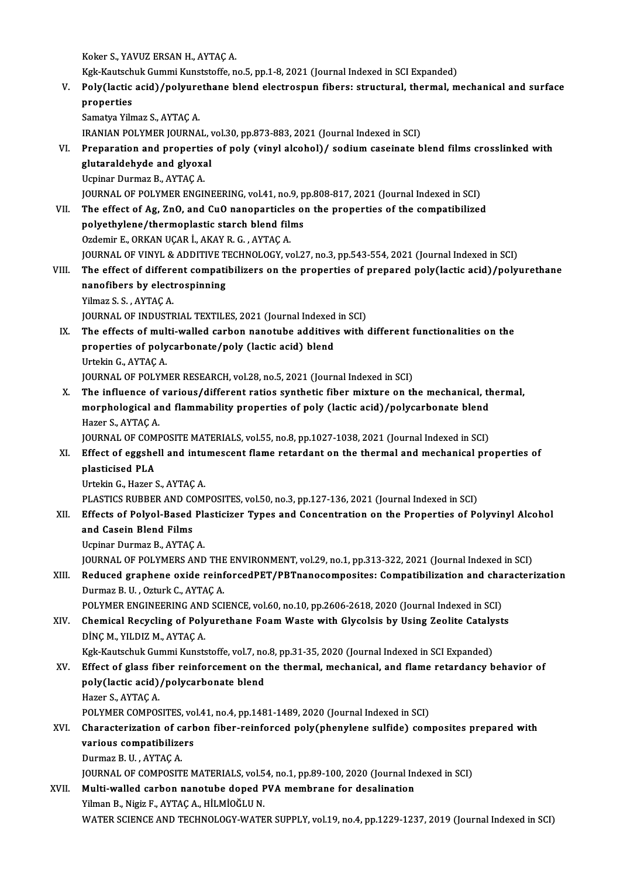Koker S., YAVUZ ERSAN H., AYTAÇ A.
Kgk-Kautschuk Gummi Kunststoffe, no.5, pp.1-8, 2021 (Journal Indexed in SCI Expanded)

V. **Poly(lactic acid)/polyurethane blend electrospun fibers: structural, thermal, mechanical and surface properties**
Samatya Yilmaz S., AYTAÇ A.
IRANIAN POLYMER JOURNAL, vol.30, pp.873-883, 2021 (Journal Indexed in SCI)

VI. **Preparation and properties of poly (vinyl alcohol)/ sodium caseinate blend films crosslinked with glutaraldehyde and glyoxal**
Ucpinar Durmaz B., AYTAÇ A.
JOURNAL OF POLYMER ENGINEERING, vol.41, no.9, pp.808-817, 2021 (Journal Indexed in SCI)

VII. **The effect of Ag, ZnO, and CuO nanoparticles on the properties of the compatibilized polyethylene/thermoplastic starch blend films**
Ozdemir E., ORKAN UÇAR İ., AKAY R. G. , AYTAÇ A.
JOURNAL OF VINYL & ADDITIVE TECHNOLOGY, vol.27, no.3, pp.543-554, 2021 (Journal Indexed in SCI)

VIII. **The effect of different compatibilizers on the properties of prepared poly(lactic acid)/polyurethane nanofibers by electrospinning**
Yilmaz S. S. , AYTAÇ A.
JOURNAL OF INDUSTRIAL TEXTILES, 2021 (Journal Indexed in SCI)

IX. **The effects of multi-walled carbon nanotube additives with different functionalities on the properties of polycarbonate/poly (lactic acid) blend**
Urtekin G., AYTAÇ A.
JOURNAL OF POLYMER RESEARCH, vol.28, no.5, 2021 (Journal Indexed in SCI)

X. **The influence of various/different ratios synthetic fiber mixture on the mechanical, thermal, morphological and flammability properties of poly (lactic acid)/polycarbonate blend**
Hazer S., AYTAÇ A.
JOURNAL OF COMPOSITE MATERIALS, vol.55, no.8, pp.1027-1038, 2021 (Journal Indexed in SCI)

XI. **Effect of eggshell and intumescent flame retardant on the thermal and mechanical properties of plasticised PLA**
Urtekin G., Hazer S., AYTAÇ A.
PLASTICS RUBBER AND COMPOSITES, vol.50, no.3, pp.127-136, 2021 (Journal Indexed in SCI)

XII. **Effects of Polyol-Based Plasticizer Types and Concentration on the Properties of Polyvinyl Alcohol and Casein Blend Films**
Ucpinar Durmaz B., AYTAÇ A.
JOURNAL OF POLYMERS AND THE ENVIRONMENT, vol.29, no.1, pp.313-322, 2021 (Journal Indexed in SCI)

XIII. **Reduced graphene oxide reinforcedPET/PBTnanocomposites: Compatibilization and characterization**
Durmaz B. U. , Ozturk C., AYTAÇ A.
POLYMER ENGINEERING AND SCIENCE, vol.60, no.10, pp.2606-2618, 2020 (Journal Indexed in SCI)

XIV. **Chemical Recycling of Polyurethane Foam Waste with Glycolsis by Using Zeolite Catalysts**
DİNÇ M., YILDIZ M., AYTAÇ A.
Kgk-Kautschuk Gummi Kunststoffe, vol.7, no.8, pp.31-35, 2020 (Journal Indexed in SCI Expanded)

XV. **Effect of glass fiber reinforcement on the thermal, mechanical, and flame retardancy behavior of poly(lactic acid)/polycarbonate blend**
Hazer S., AYTAÇ A.
POLYMER COMPOSITES, vol.41, no.4, pp.1481-1489, 2020 (Journal Indexed in SCI)

XVI. **Characterization of carbon fiber-reinforced poly(phenylene sulfide) composites prepared with various compatibilizers**
Durmaz B. U. , AYTAÇ A.
JOURNAL OF COMPOSITE MATERIALS, vol.54, no.1, pp.89-100, 2020 (Journal Indexed in SCI)

XVII. **Multi-walled carbon nanotube doped PVA membrane for desalination**
Yilman B., Nigiz F., AYTAÇ A., HİLMİOĞLU N.
WATER SCIENCE AND TECHNOLOGY-WATER SUPPLY, vol.19, no.4, pp.1229-1237, 2019 (Journal Indexed in SCI)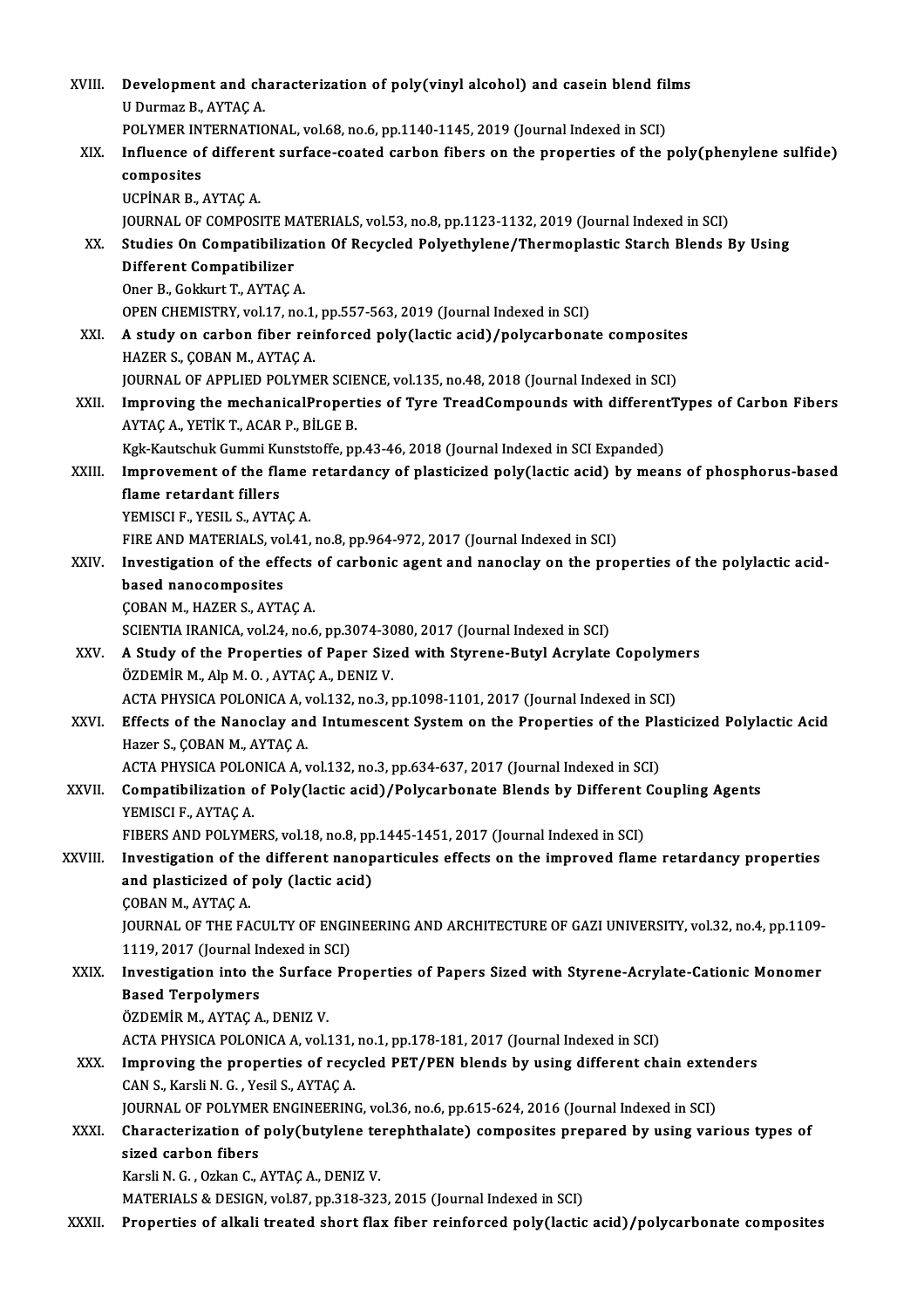XVIII. **Development and characterization of poly(vinyl alcohol) and casein blend films**
U Durmaz B., AYTAÇ A.
POLYMER INTERNATIONAL, vol.68, no.6, pp.1140-1145, 2019 (Journal Indexed in SCI)

XIX. **Influence of different surface-coated carbon fibers on the properties of the poly(phenylene sulfide) composites**
UCPİNAR B., AYTAÇ A.
JOURNAL OF COMPOSITE MATERIALS, vol.53, no.8, pp.1123-1132, 2019 (Journal Indexed in SCI)

XX. **Studies On Compatibilization Of Recycled Polyethylene/Thermoplastic Starch Blends By Using Different Compatibilizer**
Oner B., Gokkurt T., AYTAÇ A.
OPEN CHEMISTRY, vol.17, no.1, pp.557-563, 2019 (Journal Indexed in SCI)

XXI. **A study on carbon fiber reinforced poly(lactic acid)/polycarbonate composites**
HAZER S., ÇOBAN M., AYTAÇ A.
JOURNAL OF APPLIED POLYMER SCIENCE, vol.135, no.48, 2018 (Journal Indexed in SCI)

XXII. **Improving the mechanicalProperties of Tyre TreadCompounds with differentTypes of Carbon Fibers**
AYTAÇ A., YETİK T., ACAR P., BİLGE B.
Kgk-Kautschuk Gummi Kunststoffe, pp.43-46, 2018 (Journal Indexed in SCI Expanded)

XXIII. **Improvement of the flame retardancy of plasticized poly(lactic acid) by means of phosphorus-based flame retardant fillers**
YEMISCI F., YESIL S., AYTAÇ A.
FIRE AND MATERIALS, vol.41, no.8, pp.964-972, 2017 (Journal Indexed in SCI)

XXIV. **Investigation of the effects of carbonic agent and nanoclay on the properties of the polylactic acid-based nanocomposites**
ÇOBAN M., HAZER S., AYTAÇ A.
SCIENTIA IRANICA, vol.24, no.6, pp.3074-3080, 2017 (Journal Indexed in SCI)

XXV. **A Study of the Properties of Paper Sized with Styrene-Butyl Acrylate Copolymers**
ÖZDEMİR M., Alp M. O. , AYTAÇ A., DENIZ V.
ACTA PHYSICA POLONICA A, vol.132, no.3, pp.1098-1101, 2017 (Journal Indexed in SCI)

XXVI. **Effects of the Nanoclay and Intumescent System on the Properties of the Plasticized Polylactic Acid**
Hazer S., ÇOBAN M., AYTAÇ A.
ACTA PHYSICA POLONICA A, vol.132, no.3, pp.634-637, 2017 (Journal Indexed in SCI)

XXVII. **Compatibilization of Poly(lactic acid)/Polycarbonate Blends by Different Coupling Agents**
YEMISCI F., AYTAÇ A.
FIBERS AND POLYMERS, vol.18, no.8, pp.1445-1451, 2017 (Journal Indexed in SCI)

XXVIII. **Investigation of the different nanoparticules effects on the improved flame retardancy properties and plasticized of poly (lactic acid)**
ÇOBAN M., AYTAÇ A.
JOURNAL OF THE FACULTY OF ENGINEERING AND ARCHITECTURE OF GAZI UNIVERSITY, vol.32, no.4, pp.1109-1119, 2017 (Journal Indexed in SCI)

XXIX. **Investigation into the Surface Properties of Papers Sized with Styrene-Acrylate-Cationic Monomer Based Terpolymers**
ÖZDEMİR M., AYTAÇ A., DENIZ V.
ACTA PHYSICA POLONICA A, vol.131, no.1, pp.178-181, 2017 (Journal Indexed in SCI)

XXX. **Improving the properties of recycled PET/PEN blends by using different chain extenders**
CAN S., Karsli N. G. , Yesil S., AYTAÇ A.
JOURNAL OF POLYMER ENGINEERING, vol.36, no.6, pp.615-624, 2016 (Journal Indexed in SCI)

XXXI. **Characterization of poly(butylene terephthalate) composites prepared by using various types of sized carbon fibers**
Karsli N. G. , Ozkan C., AYTAÇ A., DENIZ V.
MATERIALS & DESIGN, vol.87, pp.318-323, 2015 (Journal Indexed in SCI)

XXXII. **Properties of alkali treated short flax fiber reinforced poly(lactic acid)/polycarbonate composites**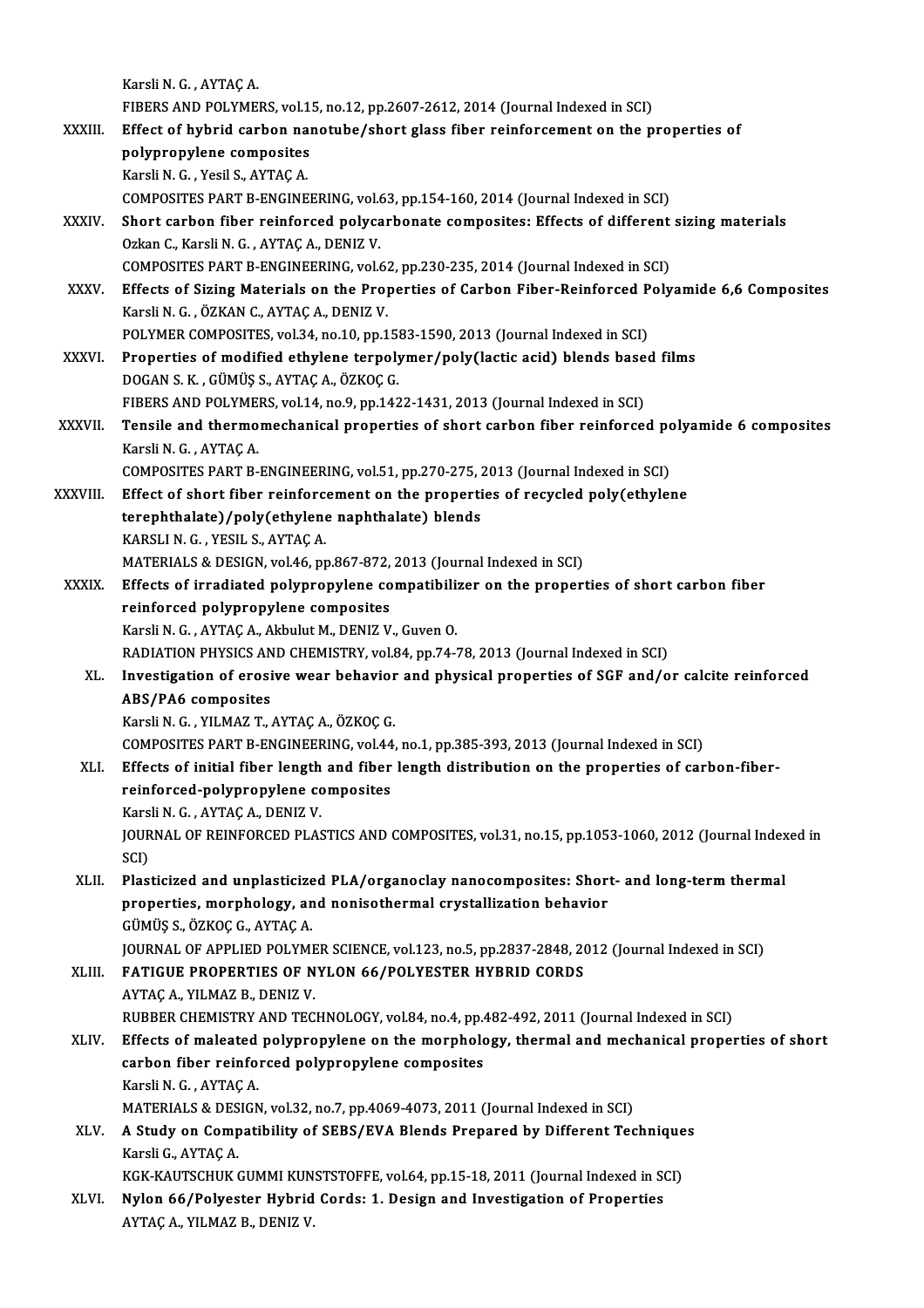Karsli N. G. , AYTAÇ A.
FIBERS AND POLYMERS, vol.15, no.12, pp.2607-2612, 2014 (Journal Indexed in SCI)

XXXIII. **Effect of hybrid carbon nanotube/short glass fiber reinforcement on the properties of polypropylene composites**
Karsli N. G. , Yesil S., AYTAÇ A.
COMPOSITES PART B-ENGINEERING, vol.63, pp.154-160, 2014 (Journal Indexed in SCI)

XXXIV. **Short carbon fiber reinforced polycarbonate composites: Effects of different sizing materials**
Ozkan C., Karsli N. G. , AYTAÇ A., DENIZ V.
COMPOSITES PART B-ENGINEERING, vol.62, pp.230-235, 2014 (Journal Indexed in SCI)

XXXV. **Effects of Sizing Materials on the Properties of Carbon Fiber-Reinforced Polyamide 6,6 Composites**
Karsli N. G. , ÖZKAN C., AYTAÇ A., DENIZ V.
POLYMER COMPOSITES, vol.34, no.10, pp.1583-1590, 2013 (Journal Indexed in SCI)

XXXVI. **Properties of modified ethylene terpolymer/poly(lactic acid) blends based films**
DOGAN S. K. , GÜMÜŞ S., AYTAÇ A., ÖZKOÇ G.
FIBERS AND POLYMERS, vol.14, no.9, pp.1422-1431, 2013 (Journal Indexed in SCI)

XXXVII. **Tensile and thermomechanical properties of short carbon fiber reinforced polyamide 6 composites**
Karsli N. G. , AYTAÇ A.
COMPOSITES PART B-ENGINEERING, vol.51, pp.270-275, 2013 (Journal Indexed in SCI)

XXXVIII. **Effect of short fiber reinforcement on the properties of recycled poly(ethylene terephthalate)/poly(ethylene naphthalate) blends**
KARSLI N. G. , YESIL S., AYTAÇ A.
MATERIALS & DESIGN, vol.46, pp.867-872, 2013 (Journal Indexed in SCI)

XXXIX. **Effects of irradiated polypropylene compatibilizer on the properties of short carbon fiber reinforced polypropylene composites**
Karsli N. G. , AYTAÇ A., Akbulut M., DENIZ V., Guven O.
RADIATION PHYSICS AND CHEMISTRY, vol.84, pp.74-78, 2013 (Journal Indexed in SCI)

XL. **Investigation of erosive wear behavior and physical properties of SGF and/or calcite reinforced ABS/PA6 composites**
Karsli N. G. , YILMAZ T., AYTAÇ A., ÖZKOÇ G.
COMPOSITES PART B-ENGINEERING, vol.44, no.1, pp.385-393, 2013 (Journal Indexed in SCI)

XLI. **Effects of initial fiber length and fiber length distribution on the properties of carbon-fiber-reinforced-polypropylene composites**
Karsli N. G. , AYTAÇ A., DENIZ V.
JOURNAL OF REINFORCED PLASTICS AND COMPOSITES, vol.31, no.15, pp.1053-1060, 2012 (Journal Indexed in SCI)

XLII. **Plasticized and unplasticized PLA/organoclay nanocomposites: Short- and long-term thermal properties, morphology, and nonisothermal crystallization behavior**
GÜMÜŞ S., ÖZKOÇ G., AYTAÇ A.
JOURNAL OF APPLIED POLYMER SCIENCE, vol.123, no.5, pp.2837-2848, 2012 (Journal Indexed in SCI)

XLIII. **FATIGUE PROPERTIES OF NYLON 66/POLYESTER HYBRID CORDS**
AYTAÇ A., YILMAZ B., DENIZ V.
RUBBER CHEMISTRY AND TECHNOLOGY, vol.84, no.4, pp.482-492, 2011 (Journal Indexed in SCI)

XLIV. **Effects of maleated polypropylene on the morphology, thermal and mechanical properties of short carbon fiber reinforced polypropylene composites**
Karsli N. G. , AYTAÇ A.
MATERIALS & DESIGN, vol.32, no.7, pp.4069-4073, 2011 (Journal Indexed in SCI)

XLV. **A Study on Compatibility of SEBS/EVA Blends Prepared by Different Techniques**
Karsli G., AYTAÇ A.
KGK-KAUTSCHUK GUMMI KUNSTSTOFFE, vol.64, pp.15-18, 2011 (Journal Indexed in SCI)

XLVI. **Nylon 66/Polyester Hybrid Cords: 1. Design and Investigation of Properties**
AYTAÇ A., YILMAZ B., DENIZ V.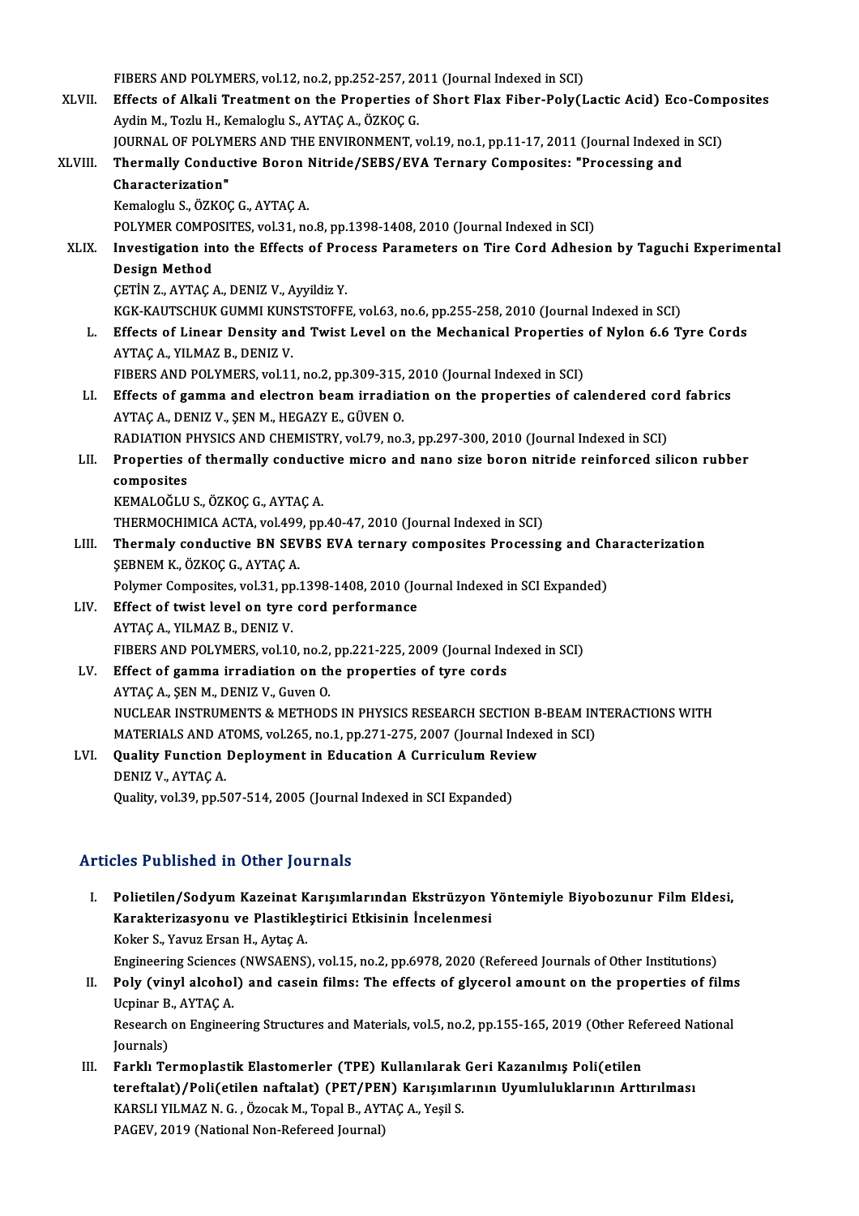FIBERS AND POLYMERS, vol.12, no.2, pp.252-257, 2011 (Journal Indexed in SCI)

XLVII. **Effects of Alkali Treatment on the Properties of Short Flax Fiber-Poly(Lactic Acid) Eco-Composites**
Aydin M., Tozlu H., Kemaloglu S., AYTAÇ A., ÖZKOÇ G.
JOURNAL OF POLYMERS AND THE ENVIRONMENT, vol.19, no.1, pp.11-17, 2011 (Journal Indexed in SCI)

XLVIII. **Thermally Conductive Boron Nitride/SEBS/EVA Ternary Composites: "Processing and Characterization"**
Kemaloglu S., ÖZKOÇ G., AYTAÇ A.
POLYMER COMPOSITES, vol.31, no.8, pp.1398-1408, 2010 (Journal Indexed in SCI)

XLIX. **Investigation into the Effects of Process Parameters on Tire Cord Adhesion by Taguchi Experimental Design Method**
ÇETİN Z., AYTAÇ A., DENIZ V., Ayyildiz Y.
KGK-KAUTSCHUK GUMMI KUNSTSTOFFE, vol.63, no.6, pp.255-258, 2010 (Journal Indexed in SCI)

L. **Effects of Linear Density and Twist Level on the Mechanical Properties of Nylon 6.6 Tyre Cords**
AYTAÇ A., YILMAZ B., DENIZ V.
FIBERS AND POLYMERS, vol.11, no.2, pp.309-315, 2010 (Journal Indexed in SCI)

LI. **Effects of gamma and electron beam irradiation on the properties of calendered cord fabrics**
AYTAÇ A., DENIZ V., ŞEN M., HEGAZY E., GÜVEN O.
RADIATION PHYSICS AND CHEMISTRY, vol.79, no.3, pp.297-300, 2010 (Journal Indexed in SCI)

LII. **Properties of thermally conductive micro and nano size boron nitride reinforced silicon rubber composites**
KEMALOĞLU S., ÖZKOÇ G., AYTAÇ A.
THERMOCHIMICA ACTA, vol.499, pp.40-47, 2010 (Journal Indexed in SCI)

LIII. **Thermaly conductive BN SEVBS EVA ternary composites Processing and Characterization**
ŞEBNEM K., ÖZKOÇ G., AYTAÇ A.
Polymer Composites, vol.31, pp.1398-1408, 2010 (Journal Indexed in SCI Expanded)

LIV. **Effect of twist level on tyre cord performance**
AYTAÇ A., YILMAZ B., DENIZ V.
FIBERS AND POLYMERS, vol.10, no.2, pp.221-225, 2009 (Journal Indexed in SCI)

LV. **Effect of gamma irradiation on the properties of tyre cords**
AYTAÇ A., ŞEN M., DENIZ V., Guven O.
NUCLEAR INSTRUMENTS & METHODS IN PHYSICS RESEARCH SECTION B-BEAM INTERACTIONS WITH MATERIALS AND ATOMS, vol.265, no.1, pp.271-275, 2007 (Journal Indexed in SCI)

LVI. **Quality Function Deployment in Education A Curriculum Review**
DENIZ V., AYTAÇ A.
Quality, vol.39, pp.507-514, 2005 (Journal Indexed in SCI Expanded)

## Articles Published in Other Journals

I. **Polietilen/Sodyum Kazeinat Karışımlarından Ekstrüzyon Yöntemiyle Biyobozunur Film Eldesi, Karakterizasyonu ve Plastikleştirici Etkisinin İncelenmesi**
Koker S., Yavuz Ersan H., Aytaç A.
Engineering Sciences (NWSAENS), vol.15, no.2, pp.6978, 2020 (Refereed Journals of Other Institutions)

II. **Poly (vinyl alcohol) and casein films: The effects of glycerol amount on the properties of films**
Ucpinar B., AYTAÇ A.
Research on Engineering Structures and Materials, vol.5, no.2, pp.155-165, 2019 (Other Refereed National Journals)

III. **Farklı Termoplastik Elastomerler (TPE) Kullanılarak Geri Kazanılmış Poli(etilen tereftalat)/Poli(etilen naftalat) (PET/PEN) Karışımlarının Uyumluluklarının Arttırılması**
KARSLI YILMAZ N. G. , Özocak M., Topal B., AYTAÇ A., Yeşil S.
PAGEV, 2019 (National Non-Refereed Journal)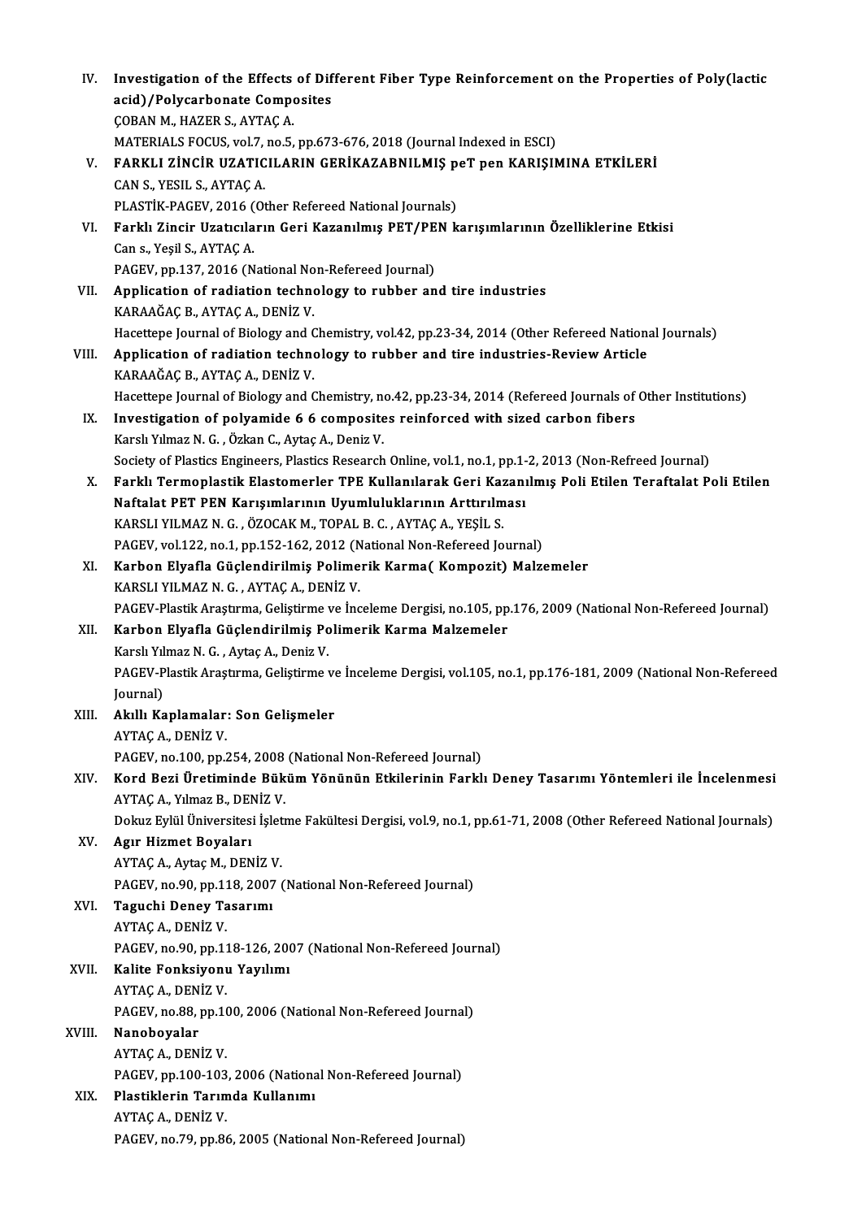IV. **Investigation of the Effects of Different Fiber Type Reinforcement on the Properties of Poly(lactic acid)/Polycarbonate Composites**
ÇOBAN M., HAZER S., AYTAÇ A.
MATERIALS FOCUS, vol.7, no.5, pp.673-676, 2018 (Journal Indexed in ESCI)

V. **FARKLI ZİNCİR UZATICILARIN GERİKAZABNILMIŞ peT pen KARIŞIMINA ETKİLERİ**
CAN S., YESIL S., AYTAÇ A.
PLASTİK-PAGEV, 2016 (Other Refereed National Journals)

VI. **Farklı Zincir Uzatıcıların Geri Kazanılmış PET/PEN karışımlarının Özelliklerine Etkisi**
Can s., Yeşil S., AYTAÇ A.
PAGEV, pp.137, 2016 (National Non-Refereed Journal)

VII. **Application of radiation technology to rubber and tire industries**
KARAAĞAÇ B., AYTAÇ A., DENİZ V.
Hacettepe Journal of Biology and Chemistry, vol.42, pp.23-34, 2014 (Other Refereed National Journals)

VIII. **Application of radiation technology to rubber and tire industries-Review Article**
KARAAĞAÇ B., AYTAÇ A., DENİZ V.
Hacettepe Journal of Biology and Chemistry, no.42, pp.23-34, 2014 (Refereed Journals of Other Institutions)

IX. **Investigation of polyamide 6 6 composites reinforced with sized carbon fibers**
Karslı Yılmaz N. G. , Özkan C., Aytaç A., Deniz V.
Society of Plastics Engineers, Plastics Research Online, vol.1, no.1, pp.1-2, 2013 (Non-Refreed Journal)

X. **Farklı Termoplastik Elastomerler TPE Kullanılarak Geri Kazanılmış Poli Etilen Teraftalat Poli Etilen Naftalat PET PEN Karışımlarının Uyumluluklarının Arttırılması**
KARSLI YILMAZ N. G. , ÖZOCAK M., TOPAL B. C. , AYTAÇ A., YEŞİL S.
PAGEV, vol.122, no.1, pp.152-162, 2012 (National Non-Refereed Journal)

XI. **Karbon Elyafla Güçlendirilmiş Polimerik Karma( Kompozit) Malzemeler**
KARSLI YILMAZ N. G. , AYTAÇ A., DENİZ V.
PAGEV-Plastik Araştırma, Geliştirme ve İnceleme Dergisi, no.105, pp.176, 2009 (National Non-Refereed Journal)

XII. **Karbon Elyafla Güçlendirilmiş Polimerik Karma Malzemeler**
Karslı Yılmaz N. G. , Aytaç A., Deniz V.
PAGEV-Plastik Araştırma, Geliştirme ve İnceleme Dergisi, vol.105, no.1, pp.176-181, 2009 (National Non-Refereed Journal)

XIII. **Akıllı Kaplamalar: Son Gelişmeler**
AYTAÇ A., DENİZ V.
PAGEV, no.100, pp.254, 2008 (National Non-Refereed Journal)

XIV. **Kord Bezi Üretiminde Büküm Yönünün Etkilerinin Farklı Deney Tasarımı Yöntemleri ile İncelenmesi**
AYTAÇ A., Yılmaz B., DENİZ V.
Dokuz Eylül Üniversitesi İşletme Fakültesi Dergisi, vol.9, no.1, pp.61-71, 2008 (Other Refereed National Journals)

XV. **Agır Hizmet Boyaları**
AYTAÇ A., Aytaç M., DENİZ V.
PAGEV, no.90, pp.118, 2007 (National Non-Refereed Journal)

XVI. **Taguchi Deney Tasarımı**
AYTAÇ A., DENİZ V.
PAGEV, no.90, pp.118-126, 2007 (National Non-Refereed Journal)

XVII. **Kalite Fonksiyonu Yayılımı**
AYTAÇ A., DENİZ V.
PAGEV, no.88, pp.100, 2006 (National Non-Refereed Journal)

XVIII. **Nanoboyalar**
AYTAÇ A., DENİZ V.
PAGEV, pp.100-103, 2006 (National Non-Refereed Journal)

XIX. **Plastiklerin Tarımda Kullanımı**
AYTAÇ A., DENİZ V.
PAGEV, no.79, pp.86, 2005 (National Non-Refereed Journal)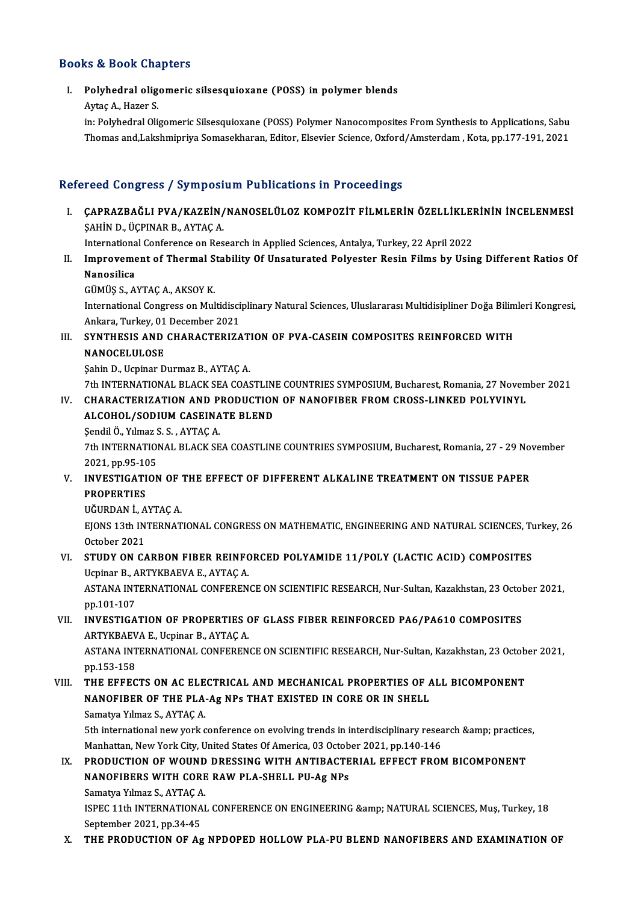## Books & Book Chapters

I. **Polyhedral oligomeric silsesquioxane (POSS) in polymer blends**
Aytaç A., Hazer S.
in: Polyhedral Oligomeric Silsesquioxane (POSS) Polymer Nanocomposites From Synthesis to Applications, Sabu Thomas and,Lakshmipriya Somasekharan, Editor, Elsevier Science, Oxford/Amsterdam , Kota, pp.177-191, 2021

## Refereed Congress / Symposium Publications in Proceedings

I. **ÇAPRAZBAĞLI PVA/KAZEİN/NANOSELÜLOZ KOMPOZİT FİLMLERİN ÖZELLİKLERİNİN İNCELENMESİ**
ŞAHİN D., ÜÇPINAR B., AYTAÇ A.
International Conference on Research in Applied Sciences, Antalya, Turkey, 22 April 2022

II. **Improvement of Thermal Stability Of Unsaturated Polyester Resin Films by Using Different Ratios Of Nanosilica**
GÜMÜŞ S., AYTAÇ A., AKSOY K.
International Congress on Multidisciplinary Natural Sciences, Uluslararası Multidisipliner Doğa Bilimleri Kongresi, Ankara, Turkey, 01 December 2021

III. **SYNTHESIS AND CHARACTERIZATION OF PVA-CASEIN COMPOSITES REINFORCED WITH NANOCELULOSE**
Şahin D., Ucpinar Durmaz B., AYTAÇ A.
7th INTERNATIONAL BLACK SEA COASTLINE COUNTRIES SYMPOSIUM, Bucharest, Romania, 27 November 2021

IV. **CHARACTERIZATION AND PRODUCTION OF NANOFIBER FROM CROSS-LINKED POLYVINYL ALCOHOL/SODIUM CASEINATE BLEND**
Şendil Ö., Yılmaz S. S. , AYTAÇ A.
7th INTERNATIONAL BLACK SEA COASTLINE COUNTRIES SYMPOSIUM, Bucharest, Romania, 27 - 29 November 2021, pp.95-105

V. **INVESTIGATION OF THE EFFECT OF DIFFERENT ALKALINE TREATMENT ON TISSUE PAPER PROPERTIES**
UĞURDAN İ., AYTAÇ A.
EJONS 13th INTERNATIONAL CONGRESS ON MATHEMATIC, ENGINEERING AND NATURAL SCIENCES, Turkey, 26 October 2021

VI. **STUDY ON CARBON FIBER REINFORCED POLYAMIDE 11/POLY (LACTIC ACID) COMPOSITES**
Ucpinar B., ARTYKBAEVA E., AYTAÇ A.
ASTANA INTERNATIONAL CONFERENCE ON SCIENTIFIC RESEARCH, Nur-Sultan, Kazakhstan, 23 October 2021, pp.101-107

VII. **INVESTIGATION OF PROPERTIES OF GLASS FIBER REINFORCED PA6/PA610 COMPOSITES**
ARTYKBAEVA E., Ucpinar B., AYTAÇ A.
ASTANA INTERNATIONAL CONFERENCE ON SCIENTIFIC RESEARCH, Nur-Sultan, Kazakhstan, 23 October 2021, pp.153-158

VIII. **THE EFFECTS ON AC ELECTRICAL AND MECHANICAL PROPERTIES OF ALL BICOMPONENT NANOFIBER OF THE PLA-Ag NPs THAT EXISTED IN CORE OR IN SHELL**
Samatya Yılmaz S., AYTAÇ A.
5th international new york conference on evolving trends in interdisciplinary research &amp; practices, Manhattan, New York City, United States Of America, 03 October 2021, pp.140-146

IX. **PRODUCTION OF WOUND DRESSING WITH ANTIBACTERIAL EFFECT FROM BICOMPONENT NANOFIBERS WITH CORE RAW PLA-SHELL PU-Ag NPs**
Samatya Yılmaz S., AYTAÇ A.
ISPEC 11th INTERNATIONAL CONFERENCE ON ENGINEERING &amp; NATURAL SCIENCES, Muş, Turkey, 18 September 2021, pp.34-45

X. **THE PRODUCTION OF Ag NPDOPED HOLLOW PLA-PU BLEND NANOFIBERS AND EXAMINATION OF**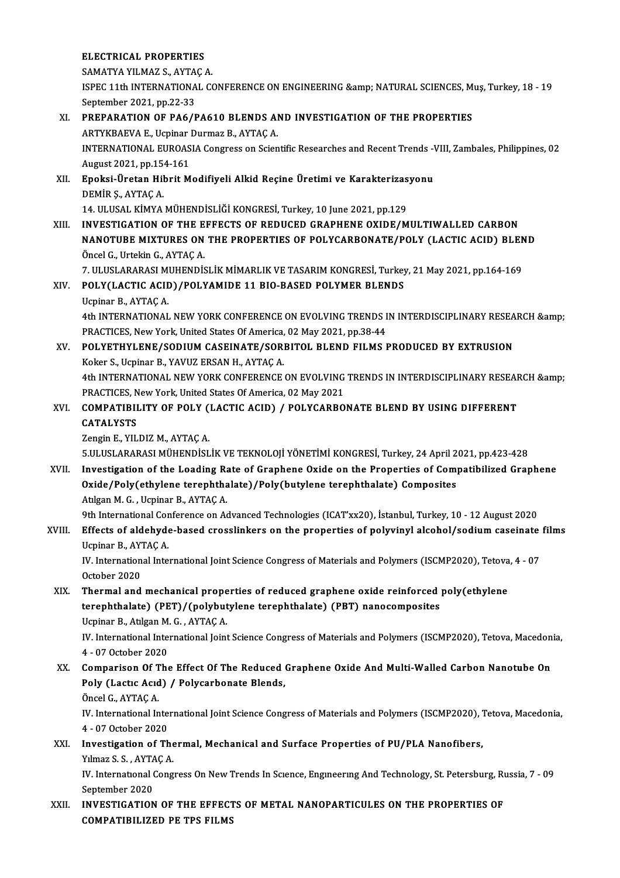**ELECTRICAL PROPERTIES**
SAMATYA YILMAZ S., AYTAÇ A.
ISPEC 11th INTERNATIONAL CONFERENCE ON ENGINEERING &amp; NATURAL SCIENCES, Muş, Turkey, 18 - 19 September 2021, pp.22-33

XI. **PREPARATION OF PA6/PA610 BLENDS AND INVESTIGATION OF THE PROPERTIES**
ARTYKBAEVA E., Ucpinar Durmaz B., AYTAÇ A.
INTERNATIONAL EUROASIA Congress on Scientific Researches and Recent Trends -VIII, Zambales, Philippines, 02 August 2021, pp.154-161

XII. **Epoksi-Üretan Hibrit Modifiyeli Alkid Reçine Üretimi ve Karakterizasyonu**
DEMİR Ş., AYTAÇ A.
14. ULUSAL KİMYA MÜHENDİSLİĞİ KONGRESİ, Turkey, 10 June 2021, pp.129

XIII. **INVESTIGATION OF THE EFFECTS OF REDUCED GRAPHENE OXIDE/MULTIWALLED CARBON NANOTUBE MIXTURES ON THE PROPERTIES OF POLYCARBONATE/POLY (LACTIC ACID) BLEND**
Öncel G., Urtekin G., AYTAÇ A.
7. ULUSLARARASI MUHENDİSLİK MİMARLIK VE TASARIM KONGRESİ, Turkey, 21 May 2021, pp.164-169

XIV. **POLY(LACTIC ACID)/POLYAMIDE 11 BIO-BASED POLYMER BLENDS**
Ucpinar B., AYTAÇ A.
4th INTERNATIONAL NEW YORK CONFERENCE ON EVOLVING TRENDS IN INTERDISCIPLINARY RESEARCH &amp; PRACTICES, New York, United States Of America, 02 May 2021, pp.38-44

XV. **POLYETHYLENE/SODIUM CASEINATE/SORBITOL BLEND FILMS PRODUCED BY EXTRUSION**
Koker S., Ucpinar B., YAVUZ ERSAN H., AYTAÇ A.
4th INTERNATIONAL NEW YORK CONFERENCE ON EVOLVING TRENDS IN INTERDISCIPLINARY RESEARCH &amp; PRACTICES, New York, United States Of America, 02 May 2021

XVI. **COMPATIBILITY OF POLY (LACTIC ACID) / POLYCARBONATE BLEND BY USING DIFFERENT CATALYSTS**
Zengin E., YILDIZ M., AYTAÇ A.
5.ULUSLARARASI MÜHENDİSLİK VE TEKNOLOJİ YÖNETİMİ KONGRESİ, Turkey, 24 April 2021, pp.423-428

XVII. **Investigation of the Loading Rate of Graphene Oxide on the Properties of Compatibilized Graphene Oxide/Poly(ethylene terephthalate)/Poly(butylene terephthalate) Composites**
Atılgan M. G. , Ucpinar B., AYTAÇ A.
9th International Conference on Advanced Technologies (ICAT'xx20), İstanbul, Turkey, 10 - 12 August 2020

XVIII. **Effects of aldehyde-based crosslinkers on the properties of polyvinyl alcohol/sodium caseinate films**
Ucpinar B., AYTAÇ A.
IV. International International Joint Science Congress of Materials and Polymers (ISCMP2020), Tetova, 4 - 07 October 2020

XIX. **Thermal and mechanical properties of reduced graphene oxide reinforced poly(ethylene terephthalate) (PET)/(polybutylene terephthalate) (PBT) nanocomposites**
Ucpinar B., Atılgan M. G. , AYTAÇ A.
IV. International International Joint Science Congress of Materials and Polymers (ISCMP2020), Tetova, Macedonia, 4 - 07 October 2020

XX. **Comparison Of The Effect Of The Reduced Graphene Oxide And Multi-Walled Carbon Nanotube On Poly (Lactıc Acıd) / Polycarbonate Blends,**
Öncel G., AYTAÇ A.
IV. International International Joint Science Congress of Materials and Polymers (ISCMP2020), Tetova, Macedonia, 4 - 07 October 2020

XXI. **Investigation of Thermal, Mechanical and Surface Properties of PU/PLA Nanofibers,**
Yılmaz S. S. , AYTAÇ A.
IV. Internatıonal Congress On New Trends In Scıence, Engıneerıng And Technology, St. Petersburg, Russia, 7 - 09 September 2020

XXII. **INVESTIGATION OF THE EFFECTS OF METAL NANOPARTICULES ON THE PROPERTIES OF COMPATIBILIZED PE TPS FILMS**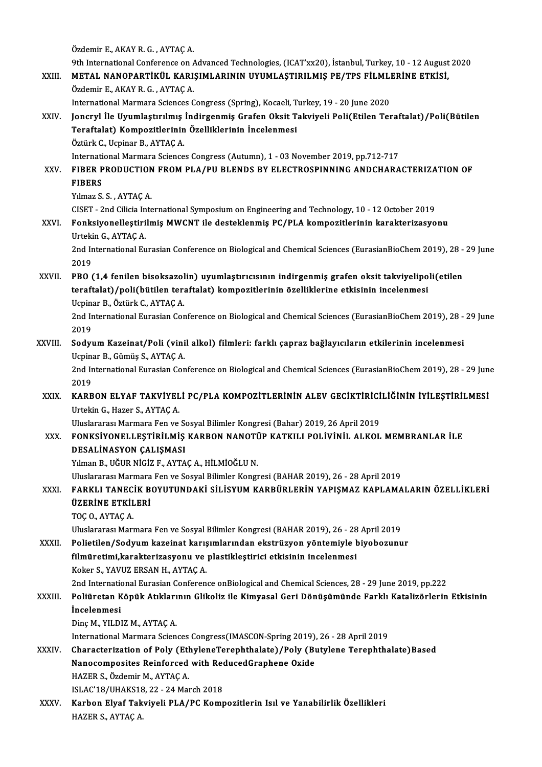Özdemir E., AKAY R. G. , AYTAÇ A.
9th International Conference on Advanced Technologies, (ICAT'xx20), İstanbul, Turkey, 10 - 12 August 2020

XXIII. **METAL NANOPARTİKÜL KARIŞIMLARININ UYUMLAŞTIRILMIŞ PE/TPS FİLMLERİNE ETKİSİ,**
Özdemir E., AKAY R. G. , AYTAÇ A.
International Marmara Sciences Congress (Spring), Kocaeli, Turkey, 19 - 20 June 2020

XXIV. **Joncryl İle Uyumlaştırılmış İndirgenmiş Grafen Oksit Takviyeli Poli(Etilen Teraftalat)/Poli(Bütilen Teraftalat) Kompozitlerinin Özelliklerinin İncelenmesi**
Öztürk C., Ucpinar B., AYTAÇ A.
International Marmara Sciences Congress (Autumn), 1 - 03 November 2019, pp.712-717

XXV. **FIBER PRODUCTION FROM PLA/PU BLENDS BY ELECTROSPINNING ANDCHARACTERIZATION OF FIBERS**
Yılmaz S. S. , AYTAÇ A.
CISET - 2nd Cilicia International Symposium on Engineering and Technology, 10 - 12 October 2019

XXVI. **Fonksiyonelleştirilmiş MWCNT ile desteklenmiş PC/PLA kompozitlerinin karakterizasyonu**
Urtekin G., AYTAÇ A.
2nd International Eurasian Conference on Biological and Chemical Sciences (EurasianBioChem 2019), 28 - 29 June 2019

XXVII. **PBO (1,4 fenilen bisoksazolin) uyumlaştırıcısının indirgenmiş grafen oksit takviyelipoli(etilen teraftalat)/poli(bütilen teraftalat) kompozitlerinin özelliklerine etkisinin incelenmesi**
Ucpinar B., Öztürk C., AYTAÇ A.
2nd International Eurasian Conference on Biological and Chemical Sciences (EurasianBioChem 2019), 28 - 29 June 2019

XXVIII. **Sodyum Kazeinat/Poli (vinil alkol) filmleri: farklı çapraz bağlayıcıların etkilerinin incelenmesi**
Ucpinar B., Gümüş S., AYTAÇ A.
2nd International Eurasian Conference on Biological and Chemical Sciences (EurasianBioChem 2019), 28 - 29 June 2019

XXIX. **KARBON ELYAF TAKVİYELİ PC/PLA KOMPOZİTLERİNİN ALEV GECİKTİRİCİLİĞİNİN İYİLEŞTİRİLMESİ**
Urtekin G., Hazer S., AYTAÇ A.
Uluslararası Marmara Fen ve Sosyal Bilimler Kongresi (Bahar) 2019, 26 April 2019

XXX. **FONKSİYONELLEŞTİRİLMİŞ KARBON NANOTÜP KATKILI POLİVİNİL ALKOL MEMBRANLAR İLE DESALİNASYON ÇALIŞMASI**
Yılman B., UĞUR NİGİZ F., AYTAÇ A., HİLMİOĞLU N.
Uluslararası Marmara Fen ve Sosyal Bilimler Kongresi (BAHAR 2019), 26 - 28 April 2019

XXXI. **FARKLI TANECİK BOYUTUNDAKİ SİLİSYUM KARBÜRLERİN YAPIŞMAZ KAPLAMALARIN ÖZELLİKLERİ ÜZERİNE ETKİLERİ**
TOÇ O., AYTAÇ A.
Uluslararası Marmara Fen ve Sosyal Bilimler Kongresi (BAHAR 2019), 26 - 28 April 2019

XXXII. **Polietilen/Sodyum kazeinat karışımlarından ekstrüzyon yöntemiyle biyobozunur filmüretimi,karakterizasyonu ve plastikleştirici etkisinin incelenmesi**
Koker S., YAVUZ ERSAN H., AYTAÇ A.
2nd International Eurasian Conference onBiological and Chemical Sciences, 28 - 29 June 2019, pp.222

XXXIII. **Poliüretan Köpük Atıklarının Glikoliz ile Kimyasal Geri Dönüşümünde Farklı Katalizörlerin Etkisinin İncelenmesi**
Dinç M., YILDIZ M., AYTAÇ A.
International Marmara Sciences Congress(IMASCON-Spring 2019), 26 - 28 April 2019

XXXIV. **Characterization of Poly (EthyleneTerephthalate)/Poly (Butylene Terephthalate)Based Nanocomposites Reinforced with ReducedGraphene Oxide**
HAZER S., Özdemir M., AYTAÇ A.
ISLAC'18/UHAKS18, 22 - 24 March 2018

XXXV. **Karbon Elyaf Takviyeli PLA/PC Kompozitlerin Isıl ve Yanabilirlik Özellikleri**
HAZER S., AYTAÇ A.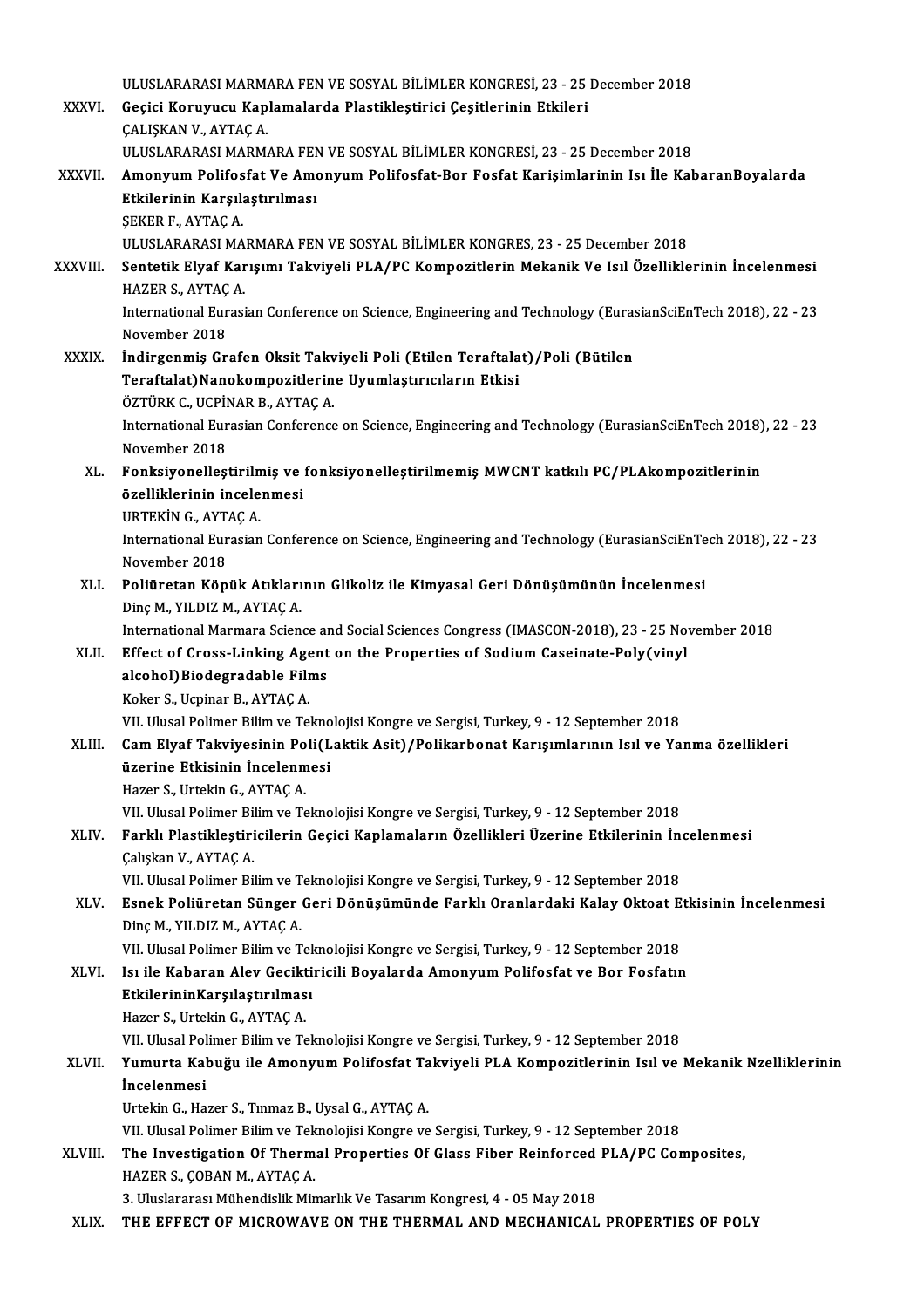ULUSLARARASI MARMARA FEN VE SOSYAL BİLİMLER KONGRESİ, 23 - 25 December 2018

XXXVI. **Geçici Koruyucu Kaplamalarda Plastikleştirici Çeşitlerinin Etkileri**
ÇALIŞKAN V., AYTAÇ A.
ULUSLARARASI MARMARA FEN VE SOSYAL BİLİMLER KONGRESİ, 23 - 25 December 2018

XXXVII. **Amonyum Polifosfat Ve Amonyum Polifosfat-Bor Fosfat Karişimlarinin Isı İle KabaranBoyalarda Etkilerinin Karşılaştırılması**
ŞEKER F., AYTAÇ A.
ULUSLARARASI MARMARA FEN VE SOSYAL BİLİMLER KONGRES, 23 - 25 December 2018

XXXVIII. **Sentetik Elyaf Karışımı Takviyeli PLA/PC Kompozitlerin Mekanik Ve Isıl Özelliklerinin İncelenmesi**
HAZER S., AYTAÇ A.
International Eurasian Conference on Science, Engineering and Technology (EurasianSciEnTech 2018), 22 - 23 November 2018

XXXIX. **İndirgenmiş Grafen Oksit Takviyeli Poli (Etilen Teraftalat)/Poli (Bütilen Teraftalat)Nanokompozitlerine Uyumlaştırıcıların Etkisi**
ÖZTÜRK C., UCPİNAR B., AYTAÇ A.
International Eurasian Conference on Science, Engineering and Technology (EurasianSciEnTech 2018), 22 - 23 November 2018

XL. **Fonksiyonelleştirilmiş ve fonksiyonelleştirilmemiş MWCNT katkılı PC/PLAkompozitlerinin özelliklerinin incelenmesi**
URTEKİN G., AYTAÇ A.
International Eurasian Conference on Science, Engineering and Technology (EurasianSciEnTech 2018), 22 - 23 November 2018

XLI. **Poliüretan Köpük Atıklarının Glikoliz ile Kimyasal Geri Dönüşümünün İncelenmesi**
Dinç M., YILDIZ M., AYTAÇ A.
International Marmara Science and Social Sciences Congress (IMASCON-2018), 23 - 25 November 2018

XLII. **Effect of Cross-Linking Agent on the Properties of Sodium Caseinate-Poly(vinyl alcohol)Biodegradable Films**
Koker S., Ucpinar B., AYTAÇ A.
VII. Ulusal Polimer Bilim ve Teknolojisi Kongre ve Sergisi, Turkey, 9 - 12 September 2018

XLIII. **Cam Elyaf Takviyesinin Poli(Laktik Asit)/Polikarbonat Karışımlarının Isıl ve Yanma özellikleri üzerine Etkisinin İncelenmesi**
Hazer S., Urtekin G., AYTAÇ A.
VII. Ulusal Polimer Bilim ve Teknolojisi Kongre ve Sergisi, Turkey, 9 - 12 September 2018

XLIV. **Farklı Plastikleştiricilerin Geçici Kaplamaların Özellikleri Üzerine Etkilerinin İncelenmesi**
Çalışkan V., AYTAÇ A.
VII. Ulusal Polimer Bilim ve Teknolojisi Kongre ve Sergisi, Turkey, 9 - 12 September 2018

XLV. **Esnek Poliüretan Sünger Geri Dönüşümünde Farklı Oranlardaki Kalay Oktoat Etkisinin İncelenmesi**
Dinç M., YILDIZ M., AYTAÇ A.
VII. Ulusal Polimer Bilim ve Teknolojisi Kongre ve Sergisi, Turkey, 9 - 12 September 2018

XLVI. **Isı ile Kabaran Alev Geciktiricili Boyalarda Amonyum Polifosfat ve Bor Fosfatın EtkilerininKarşılaştırılması**
Hazer S., Urtekin G., AYTAÇ A.
VII. Ulusal Polimer Bilim ve Teknolojisi Kongre ve Sergisi, Turkey, 9 - 12 September 2018

XLVII. **Yumurta Kabuğu ile Amonyum Polifosfat Takviyeli PLA Kompozitlerinin Isıl ve Mekanik Nzelliklerinin İncelenmesi**
Urtekin G., Hazer S., Tınmaz B., Uysal G., AYTAÇ A.
VII. Ulusal Polimer Bilim ve Teknolojisi Kongre ve Sergisi, Turkey, 9 - 12 September 2018

XLVIII. **The Investigation Of Thermal Properties Of Glass Fiber Reinforced PLA/PC Composites,**
HAZER S., ÇOBAN M., AYTAÇ A.
3. Uluslararası Mühendislik Mimarlık Ve Tasarım Kongresi, 4 - 05 May 2018

XLIX. **THE EFFECT OF MICROWAVE ON THE THERMAL AND MECHANICAL PROPERTIES OF POLY**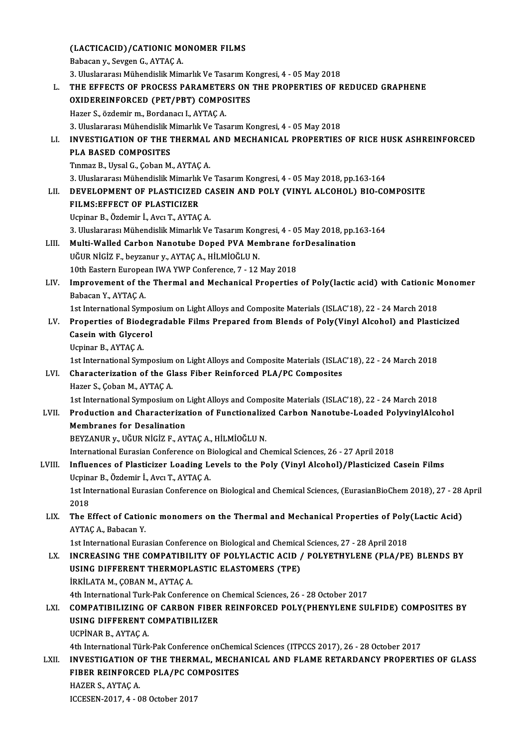(LACTICACID)/CATIONIC MONOMER FILMS
Babacan y., Sevgen G., AYTAÇ A.
3. Uluslararası Mühendislik Mimarlık Ve Tasarım Kongresi, 4 - 05 May 2018

L. **THE EFFECTS OF PROCESS PARAMETERS ON THE PROPERTIES OF REDUCED GRAPHENE OXIDEREINFORCED (PET/PBT) COMPOSITES**
Hazer S., özdemir m., Bordanacı I., AYTAÇ A.
3. Uluslararası Mühendislik Mimarlık Ve Tasarım Kongresi, 4 - 05 May 2018

LI. **INVESTIGATION OF THE THERMAL AND MECHANICAL PROPERTIES OF RICE HUSK ASHREINFORCED PLA BASED COMPOSITES**
Tınmaz B., Uysal G., Çoban M., AYTAÇ A.
3. Uluslararası Mühendislik Mimarlık Ve Tasarım Kongresi, 4 - 05 May 2018, pp.163-164

LII. **DEVELOPMENT OF PLASTICIZED CASEIN AND POLY (VINYL ALCOHOL) BIO-COMPOSITE FILMS:EFFECT OF PLASTICIZER**
Ucpinar B., Özdemir İ., Avcı T., AYTAÇ A.
3. Uluslararası Mühendislik Mimarlık Ve Tasarım Kongresi, 4 - 05 May 2018, pp.163-164

LIII. **Multi-Walled Carbon Nanotube Doped PVA Membrane forDesalination**
UĞUR NİGİZ F., beyzanur y., AYTAÇ A., HİLMİOĞLU N.
10th Eastern European IWA YWP Conference, 7 - 12 May 2018

LIV. **Improvement of the Thermal and Mechanical Properties of Poly(lactic acid) with Cationic Monomer**
Babacan Y., AYTAÇ A.
1st International Symposium on Light Alloys and Composite Materials (ISLAC'18), 22 - 24 March 2018

LV. **Properties of Biodegradable Films Prepared from Blends of Poly(Vinyl Alcohol) and Plasticized Casein with Glycerol**
Ucpinar B., AYTAÇ A.
1st International Symposium on Light Alloys and Composite Materials (ISLAC'18), 22 - 24 March 2018

LVI. **Characterization of the Glass Fiber Reinforced PLA/PC Composites**
Hazer S., Çoban M., AYTAÇ A.
1st International Symposium on Light Alloys and Composite Materials (ISLAC'18), 22 - 24 March 2018

LVII. **Production and Characterization of Functionalized Carbon Nanotube-Loaded PolyvinylAlcohol Membranes for Desalination**
BEYZANUR y., UĞUR NİGİZ F., AYTAÇ A., HİLMİOĞLU N.
International Eurasian Conference on Biological and Chemical Sciences, 26 - 27 April 2018

LVIII. **Influences of Plasticizer Loading Levels to the Poly (Vinyl Alcohol)/Plasticized Casein Films**
Ucpinar B., Özdemir İ., Avcı T., AYTAÇ A.
1st International Eurasian Conference on Biological and Chemical Sciences, (EurasianBioChem 2018), 27 - 28 April 2018

LIX. **The Effect of Cationic monomers on the Thermal and Mechanical Properties of Poly(Lactic Acid)**
AYTAÇ A., Babacan Y.
1st International Eurasian Conference on Biological and Chemical Sciences, 27 - 28 April 2018

LX. **INCREASING THE COMPATIBILITY OF POLYLACTIC ACID / POLYETHYLENE (PLA/PE) BLENDS BY USING DIFFERENT THERMOPLASTIC ELASTOMERS (TPE)**
İRKİLATA M., ÇOBAN M., AYTAÇ A.
4th International Turk-Pak Conference on Chemical Sciences, 26 - 28 October 2017

LXI. **COMPATIBILIZING OF CARBON FIBER REINFORCED POLY(PHENYLENE SULFIDE) COMPOSITES BY USING DIFFERENT COMPATIBILIZER**
UCPİNAR B., AYTAÇ A.
4th International Türk-Pak Conference onChemical Sciences (ITPCCS 2017), 26 - 28 October 2017

LXII. **INVESTIGATION OF THE THERMAL, MECHANICAL AND FLAME RETARDANCY PROPERTIES OF GLASS FIBER REINFORCED PLA/PC COMPOSITES**
HAZER S., AYTAÇ A.
ICCESEN-2017, 4 - 08 October 2017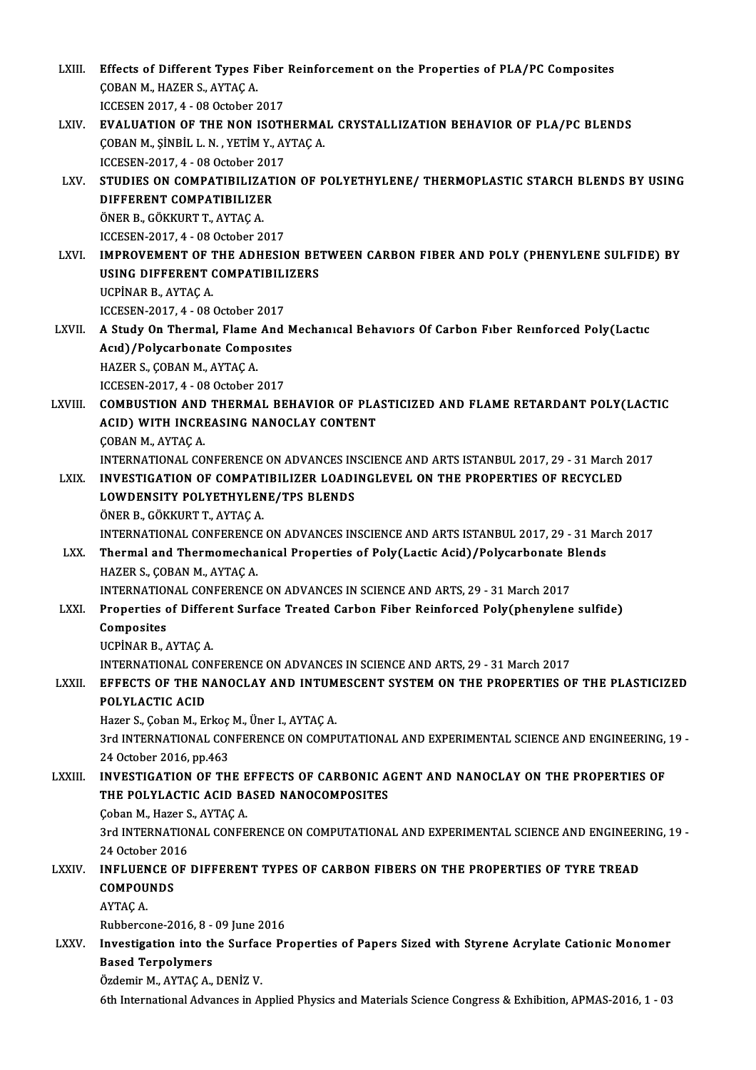LXIII. **Effects of Different Types Fiber Reinforcement on the Properties of PLA/PC Composites**
ÇOBAN M., HAZER S., AYTAÇ A.
ICCESEN 2017, 4 - 08 October 2017

LXIV. **EVALUATION OF THE NON ISOTHERMAL CRYSTALLIZATION BEHAVIOR OF PLA/PC BLENDS**
ÇOBAN M., ŞİNBİL L. N. , YETİM Y., AYTAÇ A.
ICCESEN-2017, 4 - 08 October 2017

LXV. **STUDIES ON COMPATIBILIZATION OF POLYETHYLENE/ THERMOPLASTIC STARCH BLENDS BY USING DIFFERENT COMPATIBILIZER**
ÖNER B., GÖKKURT T., AYTAÇ A.
ICCESEN-2017, 4 - 08 October 2017

LXVI. **IMPROVEMENT OF THE ADHESION BETWEEN CARBON FIBER AND POLY (PHENYLENE SULFIDE) BY USING DIFFERENT COMPATIBILIZERS**
UCPİNAR B., AYTAÇ A.
ICCESEN-2017, 4 - 08 October 2017

LXVII. **A Study On Thermal, Flame And Mechanıcal Behavıors Of Carbon Fıber Reınforced Poly(Lactıc Acıd)/Polycarbonate Composıtes**
HAZER S., ÇOBAN M., AYTAÇ A.
ICCESEN-2017, 4 - 08 October 2017

LXVIII. **COMBUSTION AND THERMAL BEHAVIOR OF PLASTICIZED AND FLAME RETARDANT POLY(LACTIC ACID) WITH INCREASING NANOCLAY CONTENT**
ÇOBAN M., AYTAÇ A.
INTERNATIONAL CONFERENCE ON ADVANCES INSCIENCE AND ARTS ISTANBUL 2017, 29 - 31 March 2017

LXIX. **INVESTIGATION OF COMPATIBILIZER LOADINGLEVEL ON THE PROPERTIES OF RECYCLED LOWDENSITY POLYETHYLENE/TPS BLENDS**
ÖNER B., GÖKKURT T., AYTAÇ A.
INTERNATIONAL CONFERENCE ON ADVANCES INSCIENCE AND ARTS ISTANBUL 2017, 29 - 31 March 2017

LXX. **Thermal and Thermomechanical Properties of Poly(Lactic Acid)/Polycarbonate Blends**
HAZER S., ÇOBAN M., AYTAÇ A.
INTERNATIONAL CONFERENCE ON ADVANCES IN SCIENCE AND ARTS, 29 - 31 March 2017

LXXI. **Properties of Different Surface Treated Carbon Fiber Reinforced Poly(phenylene sulfide) Composites**
UCPİNAR B., AYTAÇ A.
INTERNATIONAL CONFERENCE ON ADVANCES IN SCIENCE AND ARTS, 29 - 31 March 2017

LXXII. **EFFECTS OF THE NANOCLAY AND INTUMESCENT SYSTEM ON THE PROPERTIES OF THE PLASTICIZED POLYLACTIC ACID**
Hazer S., Çoban M., Erkoç M., Üner I., AYTAÇ A.
3rd INTERNATIONAL CONFERENCE ON COMPUTATIONAL AND EXPERIMENTAL SCIENCE AND ENGINEERING, 19 - 24 October 2016, pp.463

LXXIII. **INVESTIGATION OF THE EFFECTS OF CARBONIC AGENT AND NANOCLAY ON THE PROPERTIES OF THE POLYLACTIC ACID BASED NANOCOMPOSITES**
Çoban M., Hazer S., AYTAÇ A.
3rd INTERNATIONAL CONFERENCE ON COMPUTATIONAL AND EXPERIMENTAL SCIENCE AND ENGINEERING, 19 - 24 October 2016

LXXIV. **INFLUENCE OF DIFFERENT TYPES OF CARBON FIBERS ON THE PROPERTIES OF TYRE TREAD COMPOUNDS**
AYTAÇ A.
Rubbercone-2016, 8 - 09 June 2016

LXXV. **Investigation into the Surface Properties of Papers Sized with Styrene Acrylate Cationic Monomer Based Terpolymers**
Özdemir M., AYTAÇ A., DENİZ V.
6th International Advances in Applied Physics and Materials Science Congress & Exhibition, APMAS-2016, 1 - 03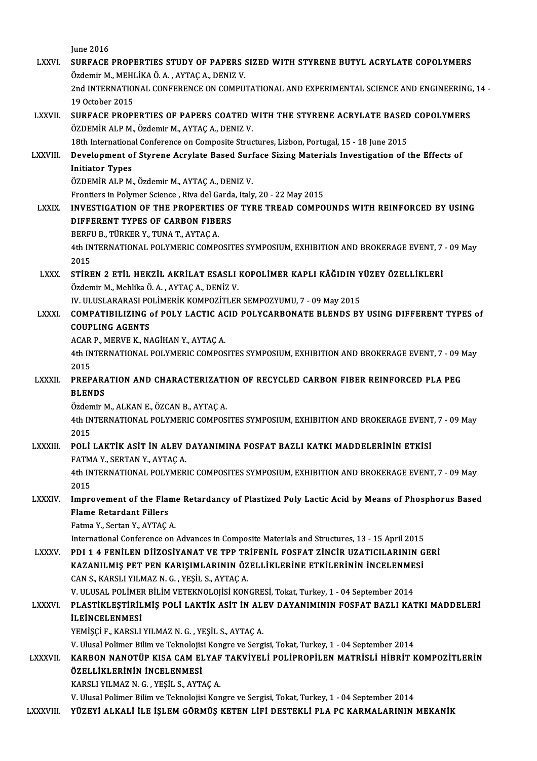June 2016

LXXVI. **SURFACE PROPERTIES STUDY OF PAPERS SIZED WITH STYRENE BUTYL ACRYLATE COPOLYMERS**
Özdemir M., MEHLİKA Ö. A. , AYTAÇ A., DENIZ V.
2nd INTERNATIONAL CONFERENCE ON COMPUTATIONAL AND EXPERIMENTAL SCIENCE AND ENGINEERING, 14 - 19 October 2015

LXXVII. **SURFACE PROPERTIES OF PAPERS COATED WITH THE STYRENE ACRYLATE BASED COPOLYMERS**
ÖZDEMİR ALP M., Özdemir M., AYTAÇ A., DENIZ V.
18th International Conference on Composite Structures, Lizbon, Portugal, 15 - 18 June 2015

LXXVIII. **Development of Styrene Acrylate Based Surface Sizing Materials Investigation of the Effects of Initiator Types**
ÖZDEMİR ALP M., Özdemir M., AYTAÇ A., DENIZ V.
Frontiers in Polymer Science , Riva del Garda, Italy, 20 - 22 May 2015

LXXIX. **INVESTIGATION OF THE PROPERTIES OF TYRE TREAD COMPOUNDS WITH REINFORCED BY USING DIFFERENT TYPES OF CARBON FIBERS**
BERFU B., TÜRKER Y., TUNA T., AYTAÇ A.
4th INTERNATIONAL POLYMERIC COMPOSITES SYMPOSIUM, EXHIBITION AND BROKERAGE EVENT, 7 - 09 May 2015

LXXX. **STİREN 2 ETİL HEKZİL AKRİLAT ESASLI KOPOLİMER KAPLI KÂĞIDIN YÜZEY ÖZELLİKLERİ**
Özdemir M., Mehlika Ö. A. , AYTAÇ A., DENİZ V.
IV. ULUSLARARASI POLİMERİK KOMPOZİTLER SEMPOZYUMU, 7 - 09 May 2015

LXXXI. **COMPATIBILIZING of POLY LACTIC ACID POLYCARBONATE BLENDS BY USING DIFFERENT TYPES of COUPLING AGENTS**
ACAR P., MERVE K., NAGİHAN Y., AYTAÇ A.
4th INTERNATIONAL POLYMERIC COMPOSITES SYMPOSIUM, EXHIBITION AND BROKERAGE EVENT, 7 - 09 May 2015

LXXXII. **PREPARATION AND CHARACTERIZATION OF RECYCLED CARBON FIBER REINFORCED PLA PEG BLENDS**
Özdemir M., ALKAN E., ÖZCAN B., AYTAÇ A.
4th INTERNATIONAL POLYMERIC COMPOSITES SYMPOSIUM, EXHIBITION AND BROKERAGE EVENT, 7 - 09 May 2015

LXXXIII. **POLİ LAKTİK ASİT İN ALEV DAYANIMINA FOSFAT BAZLI KATKI MADDELERİNİN ETKİSİ**
FATMA Y., SERTAN Y., AYTAÇ A.
4th INTERNATIONAL POLYMERIC COMPOSITES SYMPOSIUM, EXHIBITION AND BROKERAGE EVENT, 7 - 09 May 2015

LXXXIV. **Improvement of the Flame Retardancy of Plastized Poly Lactic Acid by Means of Phosphorus Based Flame Retardant Fillers**
Fatma Y., Sertan Y., AYTAÇ A.
International Conference on Advances in Composite Materials and Structures, 13 - 15 April 2015

LXXXV. **PDI 1 4 FENİLEN DİİZOSİYANAT VE TPP TRİFENİL FOSFAT ZİNCİR UZATICILARININ GERİ KAZANILMIŞ PET PEN KARIŞIMLARININ ÖZELLİKLERİNE ETKİLERİNİN İNCELENMESİ**
CAN S., KARSLI YILMAZ N. G. , YEŞİL S., AYTAÇ A.
V. ULUSAL POLİMER BİLİM VETEKNOLOJİSİ KONGRESİ, Tokat, Turkey, 1 - 04 September 2014

LXXXVI. **PLASTİKLEŞTİRİLMİŞ POLİ LAKTİK ASİT İN ALEV DAYANIMININ FOSFAT BAZLI KATKI MADDELERİ İLEİNCELENMESİ**
YEMİŞÇİ F., KARSLI YILMAZ N. G. , YEŞİL S., AYTAÇ A.
V. Ulusal Polimer Bilim ve Teknolojisi Kongre ve Sergisi, Tokat, Turkey, 1 - 04 September 2014

LXXXVII. **KARBON NANOTÜP KISA CAM ELYAF TAKVİYELİ POLİPROPİLEN MATRİSLİ HİBRİT KOMPOZİTLERİN ÖZELLİKLERİNİN İNCELENMESİ**
KARSLI YILMAZ N. G. , YEŞİL S., AYTAÇ A.
V. Ulusal Polimer Bilim ve Teknolojisi Kongre ve Sergisi, Tokat, Turkey, 1 - 04 September 2014

LXXXVIII. **YÜZEYİ ALKALİ İLE İŞLEM GÖRMÜŞ KETEN LİFİ DESTEKLİ PLA PC KARMALARININ MEKANİK**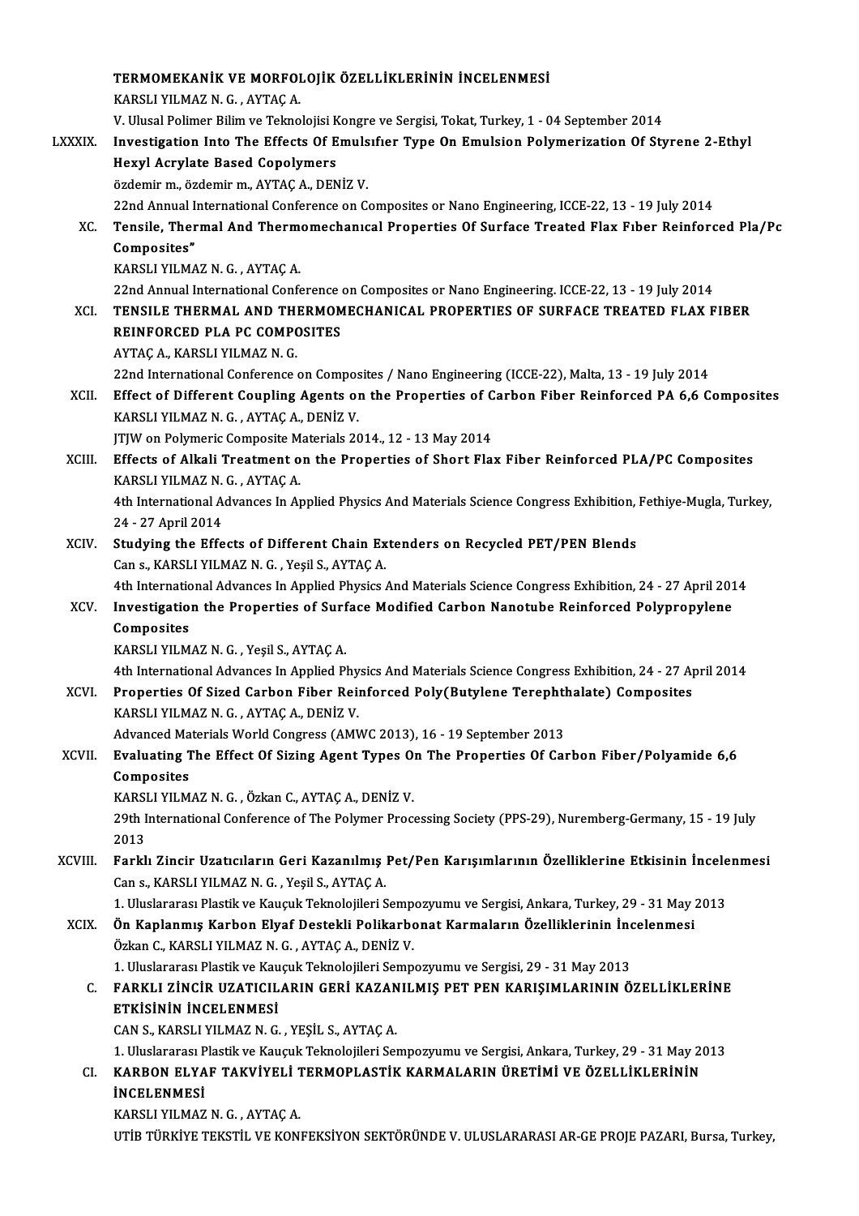TERMOMEKANİK VE MORFOLOJİK ÖZELLİKLERİNİN İNCELENMESİ
KARSLI YILMAZ N. G. , AYTAÇ A.
V. Ulusal Polimer Bilim ve Teknolojisi Kongre ve Sergisi, Tokat, Turkey, 1 - 04 September 2014

LXXXIX. **Investigation Into The Effects Of Emulsıfıer Type On Emulsion Polymerization Of Styrene 2-Ethyl Hexyl Acrylate Based Copolymers**
özdemir m., özdemir m., AYTAÇ A., DENİZ V.
22nd Annual International Conference on Composites or Nano Engineering, ICCE-22, 13 - 19 July 2014

XC. **Tensile, Thermal And Thermomechanıcal Properties Of Surface Treated Flax Fıber Reinforced Pla/Pc Composites"**
KARSLI YILMAZ N. G. , AYTAÇ A.
22nd Annual International Conference on Composites or Nano Engineering. ICCE-22, 13 - 19 July 2014

XCI. **TENSILE THERMAL AND THERMOMECHANICAL PROPERTIES OF SURFACE TREATED FLAX FIBER REINFORCED PLA PC COMPOSITES**
AYTAÇ A., KARSLI YILMAZ N. G.
22nd International Conference on Composites / Nano Engineering (ICCE-22), Malta, 13 - 19 July 2014

XCII. **Effect of Different Coupling Agents on the Properties of Carbon Fiber Reinforced PA 6,6 Composites**
KARSLI YILMAZ N. G. , AYTAÇ A., DENİZ V.
JTJW on Polymeric Composite Materials 2014., 12 - 13 May 2014

XCIII. **Effects of Alkali Treatment on the Properties of Short Flax Fiber Reinforced PLA/PC Composites**
KARSLI YILMAZ N. G. , AYTAÇ A.
4th International Advances In Applied Physics And Materials Science Congress Exhibition, Fethiye-Mugla, Turkey, 24 - 27 April 2014

XCIV. **Studying the Effects of Different Chain Extenders on Recycled PET/PEN Blends**
Can s., KARSLI YILMAZ N. G. , Yeşil S., AYTAÇ A.
4th International Advances In Applied Physics And Materials Science Congress Exhibition, 24 - 27 April 2014

XCV. **Investigation the Properties of Surface Modified Carbon Nanotube Reinforced Polypropylene Composites**
KARSLI YILMAZ N. G. , Yeşil S., AYTAÇ A.
4th International Advances In Applied Physics And Materials Science Congress Exhibition, 24 - 27 April 2014

XCVI. **Properties Of Sized Carbon Fiber Reinforced Poly(Butylene Terephthalate) Composites**
KARSLI YILMAZ N. G. , AYTAÇ A., DENİZ V.
Advanced Materials World Congress (AMWC 2013), 16 - 19 September 2013

XCVII. **Evaluating The Effect Of Sizing Agent Types On The Properties Of Carbon Fiber/Polyamide 6,6 Composites**
KARSLI YILMAZ N. G. , Özkan C., AYTAÇ A., DENİZ V.
29th International Conference of The Polymer Processing Society (PPS-29), Nuremberg-Germany, 15 - 19 July 2013

XCVIII. **Farklı Zincir Uzatıcıların Geri Kazanılmış Pet/Pen Karışımlarının Özelliklerine Etkisinin İncelenmesi**
Can s., KARSLI YILMAZ N. G. , Yeşil S., AYTAÇ A.
1. Uluslararası Plastik ve Kauçuk Teknolojileri Sempozyumu ve Sergisi, Ankara, Turkey, 29 - 31 May 2013

XCIX. **Ön Kaplanmış Karbon Elyaf Destekli Polikarbonat Karmaların Özelliklerinin İncelenmesi**
Özkan C., KARSLI YILMAZ N. G. , AYTAÇ A., DENİZ V.
1. Uluslararası Plastik ve Kauçuk Teknolojileri Sempozyumu ve Sergisi, 29 - 31 May 2013

C. **FARKLI ZİNCİR UZATICILARIN GERİ KAZANILMIŞ PET PEN KARIŞIMLARININ ÖZELLİKLERİNE ETKİSİNİN İNCELENMESİ**
CAN S., KARSLI YILMAZ N. G. , YEŞİL S., AYTAÇ A.
1. Uluslararası Plastik ve Kauçuk Teknolojileri Sempozyumu ve Sergisi, Ankara, Turkey, 29 - 31 May 2013

CI. **KARBON ELYAF TAKVİYELİ TERMOPLASTİK KARMALARIN ÜRETİMİ VE ÖZELLİKLERİNİN İNCELENMESİ**
KARSLI YILMAZ N. G. , AYTAÇ A.
UTİB TÜRKİYE TEKSTİL VE KONFEKSİYON SEKTÖRÜNDE V. ULUSLARARASI AR-GE PROJE PAZARI, Bursa, Turkey,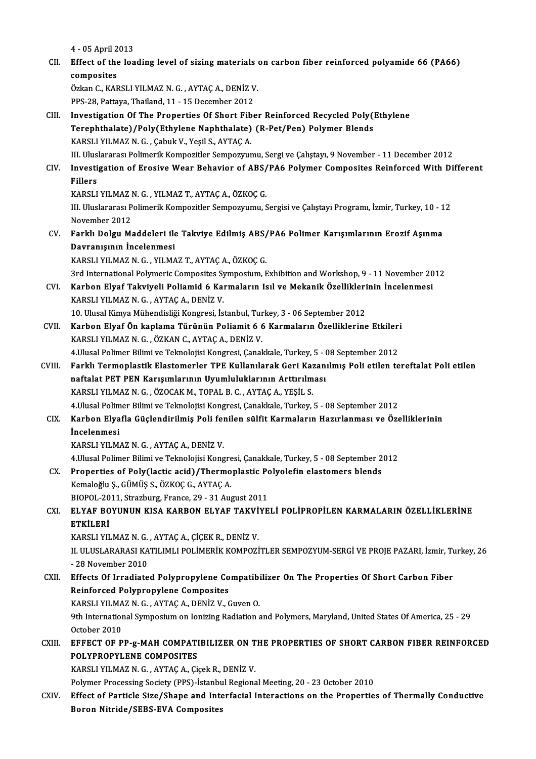4 - 05 April 2013

CII. **Effect of the loading level of sizing materials on carbon fiber reinforced polyamide 66 (PA66) composites**
Özkan C., KARSLI YILMAZ N. G. , AYTAÇ A., DENİZ V.
PPS-28, Pattaya, Thailand, 11 - 15 December 2012

CIII. **Investigation Of The Properties Of Short Fiber Reinforced Recycled Poly(Ethylene Terephthalate)/Poly(Ethylene Naphthalate) (R-Pet/Pen) Polymer Blends**
KARSLI YILMAZ N. G. , Çabuk V., Yeşil S., AYTAÇ A.
III. Uluslararası Polimerik Kompozitler Sempozyumu, Sergi ve Çalıştayı, 9 November - 11 December 2012

CIV. **Investigation of Erosive Wear Behavior of ABS/PA6 Polymer Composites Reinforced With Different Fillers**
KARSLI YILMAZ N. G. , YILMAZ T., AYTAÇ A., ÖZKOÇ G.
III. Uluslararası Polimerik Kompozitler Sempozyumu, Sergisi ve Çalıştayı Programı, İzmir, Turkey, 10 - 12 November 2012

CV. **Farklı Dolgu Maddeleri ile Takviye Edilmiş ABS/PA6 Polimer Karışımlarının Erozif Aşınma Davranışının İncelenmesi**
KARSLI YILMAZ N. G. , YILMAZ T., AYTAÇ A., ÖZKOÇ G.
3rd International Polymeric Composites Symposium, Exhibition and Workshop, 9 - 11 November 2012

CVI. **Karbon Elyaf Takviyeli Poliamid 6 Karmaların Isıl ve Mekanik Özelliklerinin İncelenmesi**
KARSLI YILMAZ N. G. , AYTAÇ A., DENİZ V.
10. Ulusal Kimya Mühendisliği Kongresi, İstanbul, Turkey, 3 - 06 September 2012

CVII. **Karbon Elyaf Ön kaplama Türünün Poliamit 6 6 Karmaların Özelliklerine Etkileri**
KARSLI YILMAZ N. G. , ÖZKAN C., AYTAÇ A., DENİZ V.
4.Ulusal Polimer Bilimi ve Teknolojisi Kongresi, Çanakkale, Turkey, 5 - 08 September 2012

CVIII. **Farklı Termoplastik Elastomerler TPE Kullanılarak Geri Kazanılmış Poli etilen tereftalat Poli etilen naftalat PET PEN Karışımlarının Uyumluluklarının Arttırılması**
KARSLI YILMAZ N. G. , ÖZOCAK M., TOPAL B. C. , AYTAÇ A., YEŞİL S.
4.Ulusal Polimer Bilimi ve Teknolojisi Kongresi, Çanakkale, Turkey, 5 - 08 September 2012

CIX. **Karbon Elyafla Güçlendirilmiş Poli fenilen sülfit Karmaların Hazırlanması ve Özelliklerinin İncelenmesi**
KARSLI YILMAZ N. G. , AYTAÇ A., DENİZ V.
4.Ulusal Polimer Bilimi ve Teknolojisi Kongresi, Çanakkale, Turkey, 5 - 08 September 2012

CX. **Properties of Poly(lactic acid)/Thermoplastic Polyolefin elastomers blends**
Kemaloğlu Ş., GÜMÜŞ S., ÖZKOÇ G., AYTAÇ A.
BIOPOL-2011, Strazburg, France, 29 - 31 August 2011

CXI. **ELYAF BOYUNUN KISA KARBON ELYAF TAKVİYELİ POLİPROPİLEN KARMALARIN ÖZELLİKLERİNE ETKİLERİ**
KARSLI YILMAZ N. G. , AYTAÇ A., ÇİÇEK R., DENİZ V.
II. ULUSLARARASI KATILIMLI POLİMERİK KOMPOZİTLER SEMPOZYUM-SERGİ VE PROJE PAZARI, İzmir, Turkey, 26 - 28 November 2010

CXII. **Effects Of Irradiated Polypropylene Compatibilizer On The Properties Of Short Carbon Fiber Reinforced Polypropylene Composites**
KARSLI YILMAZ N. G. , AYTAÇ A., DENİZ V., Guven O.
9th International Symposium on Ionizing Radiation and Polymers, Maryland, United States Of America, 25 - 29 October 2010

CXIII. **EFFECT OF PP-g-MAH COMPATIBILIZER ON THE PROPERTIES OF SHORT CARBON FIBER REINFORCED POLYPROPYLENE COMPOSITES**
KARSLI YILMAZ N. G. , AYTAÇ A., Çiçek R., DENİZ V.
Polymer Processing Society (PPS)-İstanbul Regional Meeting, 20 - 23 October 2010

CXIV. **Effect of Particle Size/Shape and Interfacial Interactions on the Properties of Thermally Conductive Boron Nitride/SEBS-EVA Composites**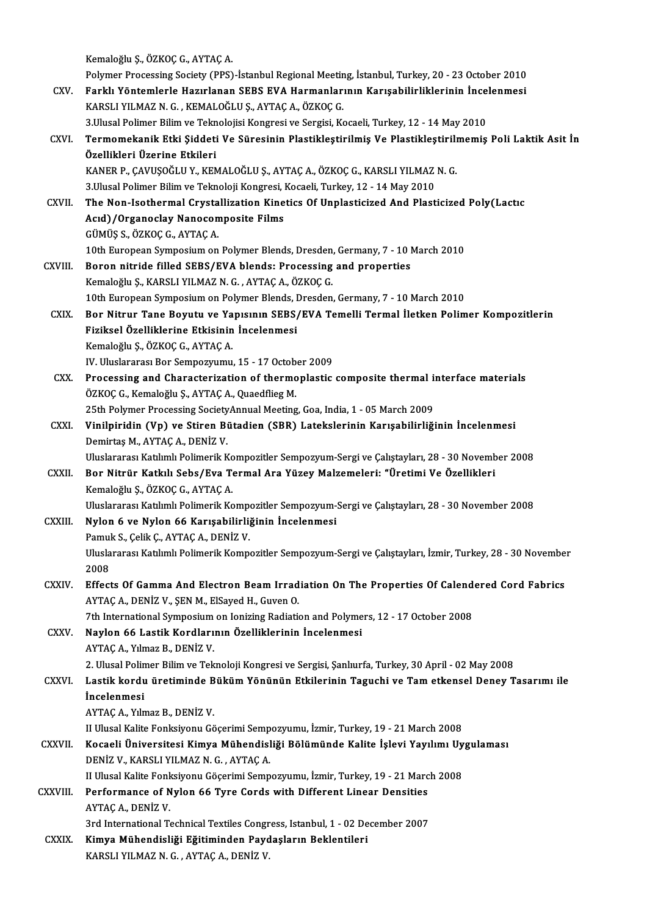Kemaloğlu Ş., ÖZKOÇ G., AYTAÇ A.
Polymer Processing Society (PPS)-İstanbul Regional Meeting, İstanbul, Turkey, 20 - 23 October 2010

CXV. **Farklı Yöntemlerle Hazırlanan SEBS EVA Harmanlarının Karışabilirliklerinin İncelenmesi**
KARSLI YILMAZ N. G. , KEMALOĞLU Ş., AYTAÇ A., ÖZKOÇ G.
3.Ulusal Polimer Bilim ve Teknolojisi Kongresi ve Sergisi, Kocaeli, Turkey, 12 - 14 May 2010

CXVI. **Termomekanik Etki Şiddeti Ve Süresinin Plastikleştirilmiş Ve Plastikleştirilmemiş Poli Laktik Asit İn Özellikleri Üzerine Etkileri**
KANER P., ÇAVUŞOĞLU Y., KEMALOĞLU Ş., AYTAÇ A., ÖZKOÇ G., KARSLI YILMAZ N. G.
3.Ulusal Polimer Bilim ve Teknoloji Kongresi, Kocaeli, Turkey, 12 - 14 May 2010

CXVII. **The Non-Isothermal Crystallization Kinetics Of Unplasticized And Plasticized Poly(Lactıc Acıd)/Organoclay Nanocomposite Films**
GÜMÜŞ S., ÖZKOÇ G., AYTAÇ A.
10th European Symposium on Polymer Blends, Dresden, Germany, 7 - 10 March 2010

CXVIII. **Boron nitride filled SEBS/EVA blends: Processing and properties**
Kemaloğlu Ş., KARSLI YILMAZ N. G. , AYTAÇ A., ÖZKOÇ G.
10th European Symposium on Polymer Blends, Dresden, Germany, 7 - 10 March 2010

CXIX. **Bor Nitrur Tane Boyutu ve Yapısının SEBS/EVA Temelli Termal İletken Polimer Kompozitlerin Fiziksel Özelliklerine Etkisinin İncelenmesi**
Kemaloğlu Ş., ÖZKOÇ G., AYTAÇ A.
IV. Uluslararası Bor Sempozyumu, 15 - 17 October 2009

CXX. **Processing and Characterization of thermoplastic composite thermal interface materials**
ÖZKOÇ G., Kemaloğlu Ş., AYTAÇ A., Quaedflieg M.
25th Polymer Processing SocietyAnnual Meeting, Goa, India, 1 - 05 March 2009

CXXI. **Vinilpiridin (Vp) ve Stiren Bütadien (SBR) Lateks​lerinin Karışabilirliğinin İncelenmesi**
Demirtaş M., AYTAÇ A., DENİZ V.
Uluslararası Katılımlı Polimerik Kompozitler Sempozyum-Sergi ve Çalıştayları, 28 - 30 November 2008

CXXII. **Bor Nitrür Katkılı Sebs/Eva Termal Ara Yüzey Malzemeleri: "Üretimi Ve Özellikleri**
Kemaloğlu Ş., ÖZKOÇ G., AYTAÇ A.
Uluslararası Katılımlı Polimerik Kompozitler Sempozyum-Sergi ve Çalıştayları, 28 - 30 November 2008

CXXIII. **Nylon 6 ve Nylon 66 Karışabilirliğinin İncelenmesi**
Pamuk S., Çelik Ç., AYTAÇ A., DENİZ V.
Uluslararası Katılımlı Polimerik Kompozitler Sempozyum-Sergi ve Çalıştayları, İzmir, Turkey, 28 - 30 November 2008

CXXIV. **Effects Of Gamma And Electron Beam Irradiation On The Properties Of Calendered Cord Fabrics**
AYTAÇ A., DENİZ V., ŞEN M., ElSayed H., Guven O.
7th International Symposium on Ionizing Radiation and Polymers, 12 - 17 October 2008

CXXV. **Naylon 66 Lastik Kordlarının Özelliklerinin İncelenmesi**
AYTAÇ A., Yılmaz B., DENİZ V.
2. Ulusal Polimer Bilim ve Teknoloji Kongresi ve Sergisi, Şanlıurfa, Turkey, 30 April - 02 May 2008

CXXVI. **Lastik kordu üretiminde Büküm Yönünün Etkilerinin Taguchi ve Tam etkensel Deney Tasarımı ile İncelenmesi**
AYTAÇ A., Yılmaz B., DENİZ V.
II Ulusal Kalite Fonksiyonu Göçerimi Sempozyumu, İzmir, Turkey, 19 - 21 March 2008

CXXVII. **Kocaeli Üniversitesi Kimya Mühendisliği Bölümünde Kalite İşlevi Yayılımı Uygulaması**
DENİZ V., KARSLI YILMAZ N. G. , AYTAÇ A.
II Ulusal Kalite Fonksiyonu Göçerimi Sempozyumu, İzmir, Turkey, 19 - 21 March 2008

CXXVIII. **Performance of Nylon 66 Tyre Cords with Different Linear Densities**
AYTAÇ A., DENİZ V.
3rd International Technical Textiles Congress, Istanbul, 1 - 02 December 2007

CXXIX. **Kimya Mühendisliği Eğitiminden Paydaşların Beklentileri**
KARSLI YILMAZ N. G. , AYTAÇ A., DENİZ V.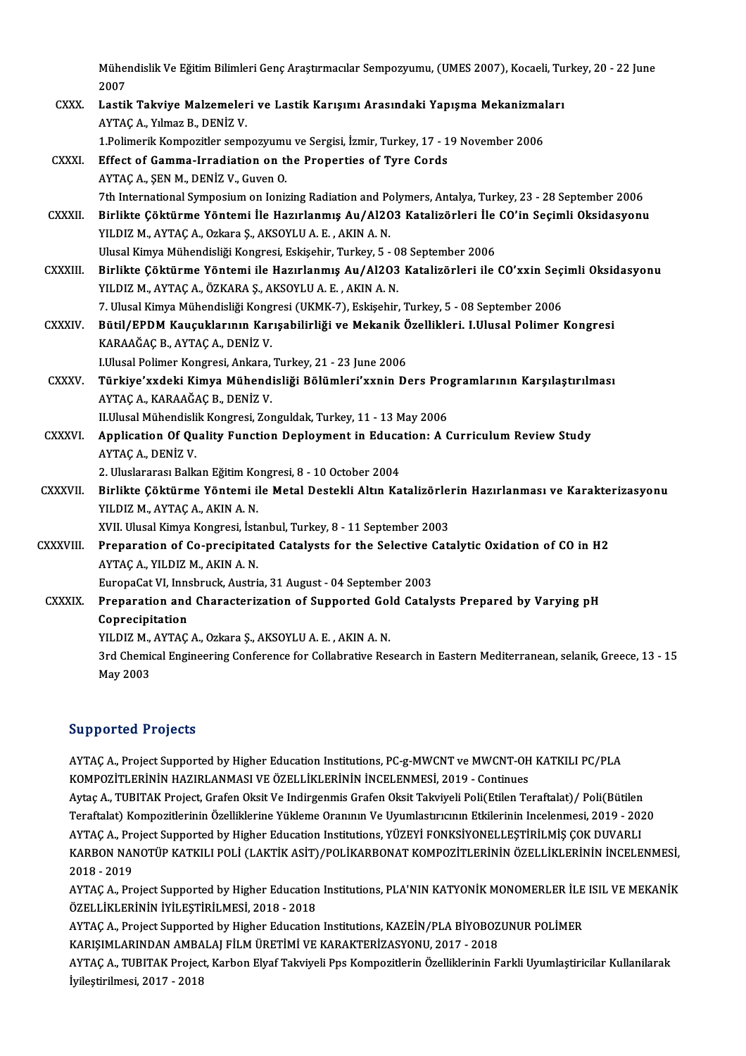Mühendislik Ve Eğitim Bilimleri Genç Araştırmacılar Sempozyumu, (UMES 2007), Kocaeli, Turkey, 20 - 22 June 2007

CXXX. **Lastik Takviye Malzemeleri ve Lastik Karışımı Arasındaki Yapışma Mekanizmaları**
AYTAÇ A., Yılmaz B., DENİZ V.
1.Polimerik Kompozitler sempozyumu ve Sergisi, İzmir, Turkey, 17 - 19 November 2006

CXXXI. **Effect of Gamma-Irradiation on the Properties of Tyre Cords**
AYTAÇ A., ŞEN M., DENİZ V., Guven O.
7th International Symposium on Ionizing Radiation and Polymers, Antalya, Turkey, 23 - 28 September 2006

CXXXII. **Birlikte Çöktürme Yöntemi İle Hazırlanmış Au/Al2O3 Katalizörleri İle CO'in Seçimli Oksidasyonu**
YILDIZ M., AYTAÇ A., Ozkara Ş., AKSOYLU A. E. , AKIN A. N.
Ulusal Kimya Mühendisliği Kongresi, Eskişehir, Turkey, 5 - 08 September 2006

CXXXIII. **Birlikte Çöktürme Yöntemi ile Hazırlanmış Au/Al2O3 Katalizörleri ile CO'xxin Seçimli Oksidasyonu**
YILDIZ M., AYTAÇ A., ÖZKARA Ş., AKSOYLU A. E. , AKIN A. N.
7. Ulusal Kimya Mühendisliği Kongresi (UKMK-7), Eskişehir, Turkey, 5 - 08 September 2006

CXXXIV. **Bütil/EPDM Kauçuklarının Karışabilirliği ve Mekanik Özellikleri. I.Ulusal Polimer Kongresi**
KARAAĞAÇ B., AYTAÇ A., DENİZ V.
I.Ulusal Polimer Kongresi, Ankara, Turkey, 21 - 23 June 2006

CXXXV. **Türkiye'xxdeki Kimya Mühendisliği Bölümleri'xxnin Ders Programlarının Karşılaştırılması**
AYTAÇ A., KARAAĞAÇ B., DENİZ V.
II.Ulusal Mühendislik Kongresi, Zonguldak, Turkey, 11 - 13 May 2006

CXXXVI. **Application Of Quality Function Deployment in Education: A Curriculum Review Study**
AYTAÇ A., DENİZ V.
2. Uluslararası Balkan Eğitim Kongresi, 8 - 10 October 2004

CXXXVII. **Birlikte Çöktürme Yöntemi ile Metal Destekli Altın Katalizörlerin Hazırlanması ve Karakterizasyonu**
YILDIZ M., AYTAÇ A., AKIN A. N.
XVII. Ulusal Kimya Kongresi, İstanbul, Turkey, 8 - 11 September 2003

CXXXVIII. **Preparation of Co-precipitated Catalysts for the Selective Catalytic Oxidation of CO in H2**
AYTAÇ A., YILDIZ M., AKIN A. N.
EuropaCat VI, Innsbruck, Austria, 31 August - 04 September 2003

CXXXIX. **Preparation and Characterization of Supported Gold Catalysts Prepared by Varying pH Coprecipitation**
YILDIZ M., AYTAÇ A., Ozkara Ş., AKSOYLU A. E. , AKIN A. N.
3rd Chemical Engineering Conference for Collabrative Research in Eastern Mediterranean, selanik, Greece, 13 - 15 May 2003

## Supported Projects

AYTAÇ A., Project Supported by Higher Education Institutions, PC-g-MWCNT ve MWCNT-OH KATKILI PC/PLA KOMPOZİTLERİNİN HAZIRLANMASI VE ÖZELLİKLERİNİN İNCELENMESİ, 2019 - Continues

Aytaç A., TUBITAK Project, Grafen Oksit Ve Indirgenmis Grafen Oksit Takviyeli Poli(Etilen Teraftalat)/ Poli(Bütilen Teraftalat) Kompozitlerinin Özelliklerine Yükleme Oranının Ve Uyumlastırıcının Etkilerinin Incelenmesi, 2019 - 2020

AYTAÇ A., Project Supported by Higher Education Institutions, YÜZEYİ FONKSİYONELLEŞTİRİLMİŞ ÇOK DUVARLI KARBON NANOTÜP KATKILI POLİ (LAKTİK ASİT)/POLİKARBONAT KOMPOZİTLERİNİN ÖZELLİKLERİNİN İNCELENMESİ, 2018 - 2019

AYTAÇ A., Project Supported by Higher Education Institutions, PLA'NIN KATYONİK MONOMERLER İLE ISIL VE MEKANİK ÖZELLİKLERİNİN İYİLEŞTİRİLMESİ, 2018 - 2018

AYTAÇ A., Project Supported by Higher Education Institutions, KAZEİN/PLA BİYOBOZUNUR POLİMER KARIŞIMLARINDAN AMBALAJ FİLM ÜRETİMİ VE KARAKTERİZASYONU, 2017 - 2018

AYTAÇ A., TUBITAK Project, Karbon Elyaf Takviyeli Pps Kompozitlerin Özelliklerinin Farkli Uyumlaştiricilar Kullanilarak İyileştirilmesi, 2017 - 2018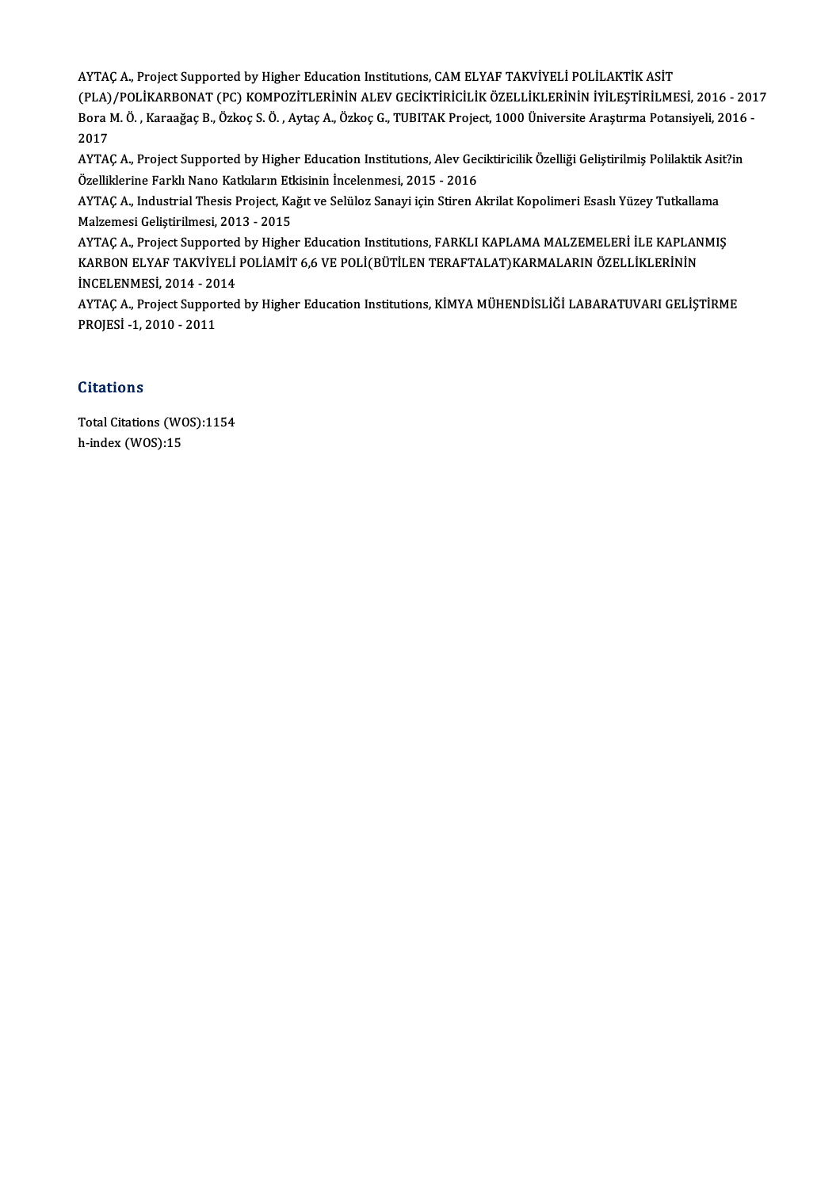AYTAÇ A., Project Supported by Higher Education Institutions, CAM ELYAF TAKVİYELİ POLİLAKTİK ASİT (PLA)/POLİKARBONAT (PC) KOMPOZİTLERİNİN ALEV GECİKTİRİCİLİK ÖZELLİKLERİNİN İYİLEŞTİRİLMESİ, 2016 - 2017

Bora M. Ö. , Karaağaç B., Özkoç S. Ö. , Aytaç A., Özkoç G., TUBITAK Project, 1000 Üniversite Araştırma Potansiyeli, 2016 - 2017

AYTAÇ A., Project Supported by Higher Education Institutions, Alev Geciktiricilik Özelliği Geliştirilmiş Polilaktik Asit?in Özelliklerine Farklı Nano Katkıların Etkisinin İncelenmesi, 2015 - 2016

AYTAÇ A., Industrial Thesis Project, Kağıt ve Selüloz Sanayi için Stiren Akrilat Kopolimeri Esaslı Yüzey Tutkallama Malzemesi Geliştirilmesi, 2013 - 2015

AYTAÇ A., Project Supported by Higher Education Institutions, FARKLI KAPLAMA MALZEMELERİ İLE KAPLANMIŞ KARBON ELYAF TAKVİYELİ POLİAMİT 6,6 VE POLİ(BÜTİLEN TERAFTALAT)KARMALARIN ÖZELLİKLERİNİN İNCELENMESİ, 2014 - 2014

AYTAÇ A., Project Supported by Higher Education Institutions, KİMYA MÜHENDİSLİĞİ LABARATUVARI GELİŞTİRME PROJESİ -1, 2010 - 2011

## Citations

Total Citations (WOS):1154

h-index (WOS):15